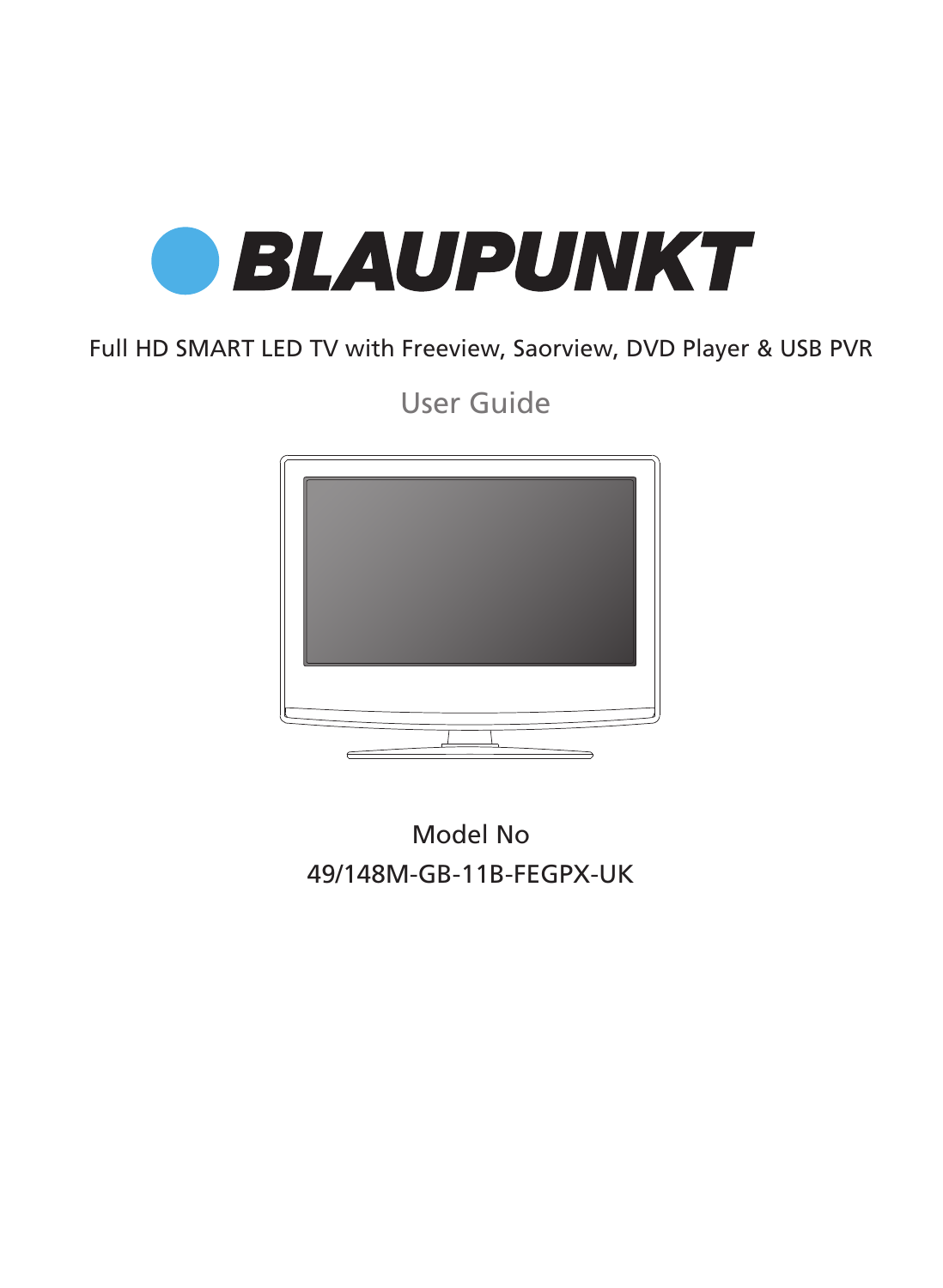# BLAUPUNKT

Full HD SMART LED TV with Freeview, Saorview, DVD Player & USB PVR

## User Guide

Model No

49/148M-GB-11B-FEGPX-UK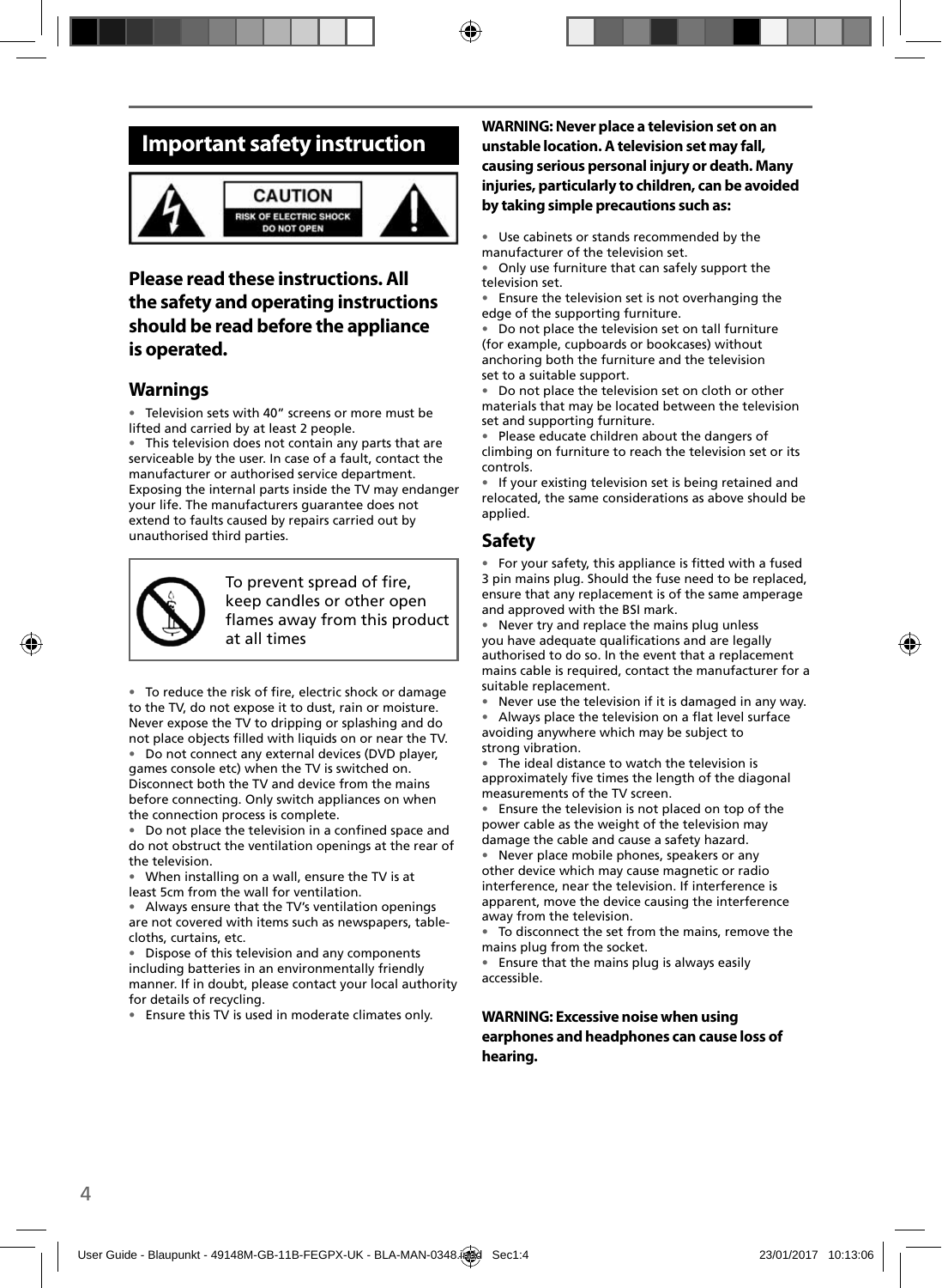# Important safety instruction

CAUTION
RISK OF ELECTRIC SHOCK
DO NOT OPEN

## Please read these instructions. All the safety and operating instructions should be read before the appliance is operated.

### Warnings

- Television sets with 40" screens or more must be lifted and carried by at least 2 people.
- This television does not contain any parts that are serviceable by the user. In case of a fault, contact the manufacturer or authorised service department. Exposing the internal parts inside the TV may endanger your life. The manufacturers guarantee does not extend to faults caused by repairs carried out by unauthorised third parties.

To prevent spread of fire, keep candles or other open flames away from this product at all times

- To reduce the risk of fire, electric shock or damage to the TV, do not expose it to dust, rain or moisture. Never expose the TV to dripping or splashing and do not place objects filled with liquids on or near the TV.
- Do not connect any external devices (DVD player, games console etc) when the TV is switched on. Disconnect both the TV and device from the mains before connecting. Only switch appliances on when the connection process is complete.
- Do not place the television in a confined space and do not obstruct the ventilation openings at the rear of the television.
- When installing on a wall, ensure the TV is at least 5cm from the wall for ventilation.
- Always ensure that the TV's ventilation openings are not covered with items such as newspapers, table-cloths, curtains, etc.
- Dispose of this television and any components including batteries in an environmentally friendly manner. If in doubt, please contact your local authority for details of recycling.
- Ensure this TV is used in moderate climates only.

**WARNING: Never place a television set on an unstable location. A television set may fall, causing serious personal injury or death. Many injuries, particularly to children, can be avoided by taking simple precautions such as:**

- Use cabinets or stands recommended by the manufacturer of the television set.
- Only use furniture that can safely support the television set.
- Ensure the television set is not overhanging the edge of the supporting furniture.
- Do not place the television set on tall furniture (for example, cupboards or bookcases) without anchoring both the furniture and the television set to a suitable support.
- Do not place the television set on cloth or other materials that may be located between the television set and supporting furniture.
- Please educate children about the dangers of climbing on furniture to reach the television set or its controls.
- If your existing television set is being retained and relocated, the same considerations as above should be applied.

### Safety

- For your safety, this appliance is fitted with a fused 3 pin mains plug. Should the fuse need to be replaced, ensure that any replacement is of the same amperage and approved with the BSI mark.
- Never try and replace the mains plug unless you have adequate qualifications and are legally authorised to do so. In the event that a replacement mains cable is required, contact the manufacturer for a suitable replacement.
- Never use the television if it is damaged in any way.
- Always place the television on a flat level surface avoiding anywhere which may be subject to strong vibration.
- The ideal distance to watch the television is approximately five times the length of the diagonal measurements of the TV screen.
- Ensure the television is not placed on top of the power cable as the weight of the television may damage the cable and cause a safety hazard.
- Never place mobile phones, speakers or any other device which may cause magnetic or radio interference, near the television. If interference is apparent, move the device causing the interference away from the television.
- To disconnect the set from the mains, remove the mains plug from the socket.
- Ensure that the mains plug is always easily accessible.

**WARNING: Excessive noise when using earphones and headphones can cause loss of hearing.**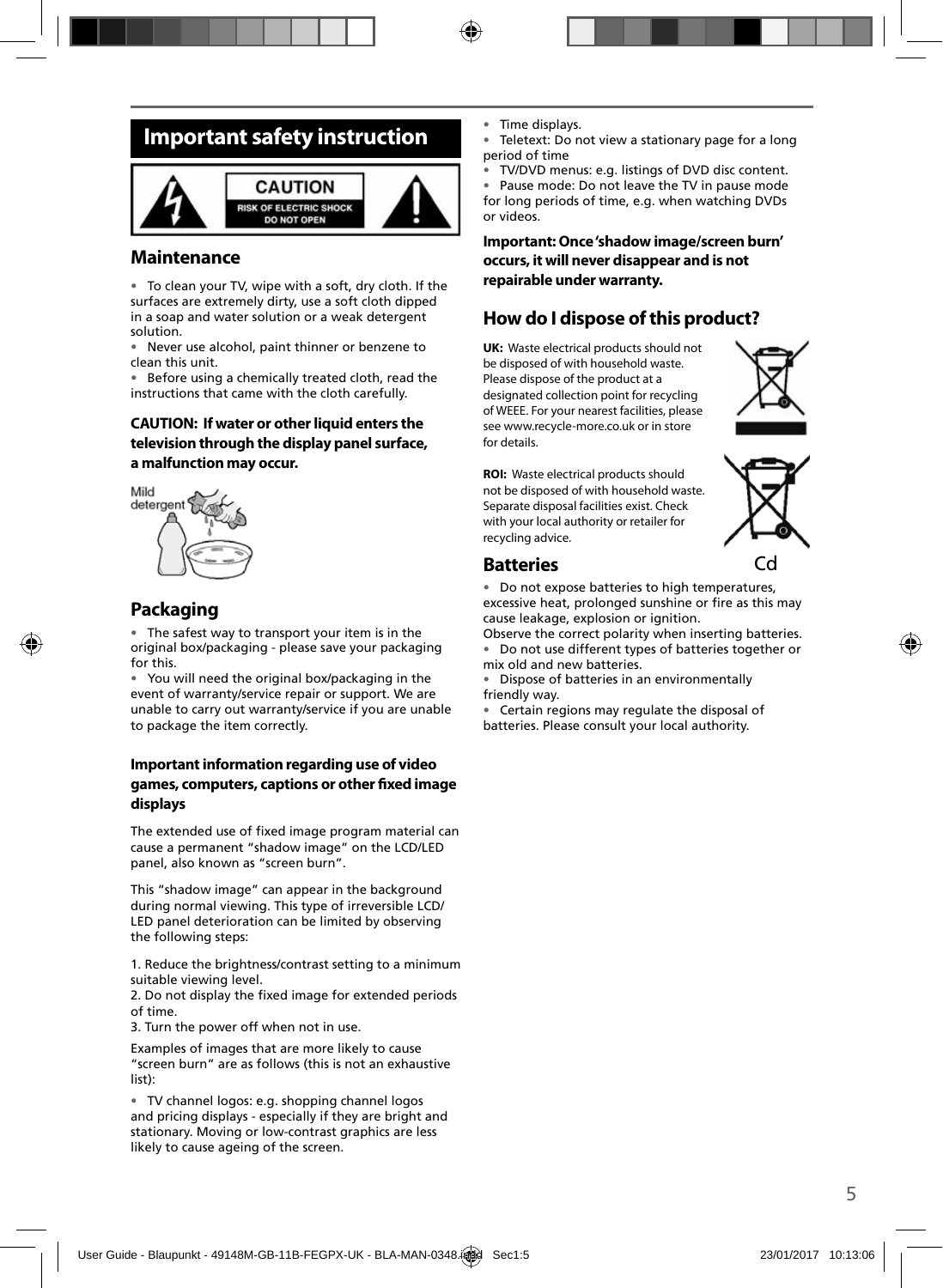# Important safety instruction

CAUTION
RISK OF ELECTRIC SHOCK
DO NOT OPEN

## Maintenance

- To clean your TV, wipe with a soft, dry cloth. If the surfaces are extremely dirty, use a soft cloth dipped in a soap and water solution or a weak detergent solution.
- Never use alcohol, paint thinner or benzene to clean this unit.
- Before using a chemically treated cloth, read the instructions that came with the cloth carefully.

**CAUTION: If water or other liquid enters the television through the display panel surface, a malfunction may occur.**

Mild detergent

## Packaging

- The safest way to transport your item is in the original box/packaging - please save your packaging for this.
- You will need the original box/packaging in the event of warranty/service repair or support. We are unable to carry out warranty/service if you are unable to package the item correctly.

### Important information regarding use of video games, computers, captions or other fixed image displays

The extended use of fixed image program material can cause a permanent "shadow image" on the LCD/LED panel, also known as "screen burn".

This "shadow image" can appear in the background during normal viewing. This type of irreversible LCD/LED panel deterioration can be limited by observing the following steps:

1. Reduce the brightness/contrast setting to a minimum suitable viewing level.
2. Do not display the fixed image for extended periods of time.
3. Turn the power off when not in use.

Examples of images that are more likely to cause "screen burn" are as follows (this is not an exhaustive list):

- TV channel logos: e.g. shopping channel logos and pricing displays - especially if they are bright and stationary. Moving or low-contrast graphics are less likely to cause ageing of the screen.
- Time displays.
- Teletext: Do not view a stationary page for a long period of time
- TV/DVD menus: e.g. listings of DVD disc content.
- Pause mode: Do not leave the TV in pause mode for long periods of time, e.g. when watching DVDs or videos.

**Important: Once 'shadow image/screen burn' occurs, it will never disappear and is not repairable under warranty.**

## How do I dispose of this product?

**UK:** Waste electrical products should not be disposed of with household waste. Please dispose of the product at a designated collection point for recycling of WEEE. For your nearest facilities, please see www.recycle-more.co.uk or in store for details.

**ROI:** Waste electrical products should not be disposed of with household waste. Separate disposal facilities exist. Check with your local authority or retailer for recycling advice.

Cd

## Batteries

- Do not expose batteries to high temperatures, excessive heat, prolonged sunshine or fire as this may cause leakage, explosion or ignition.
Observe the correct polarity when inserting batteries.
- Do not use different types of batteries together or mix old and new batteries.
- Dispose of batteries in an environmentally friendly way.
- Certain regions may regulate the disposal of batteries. Please consult your local authority.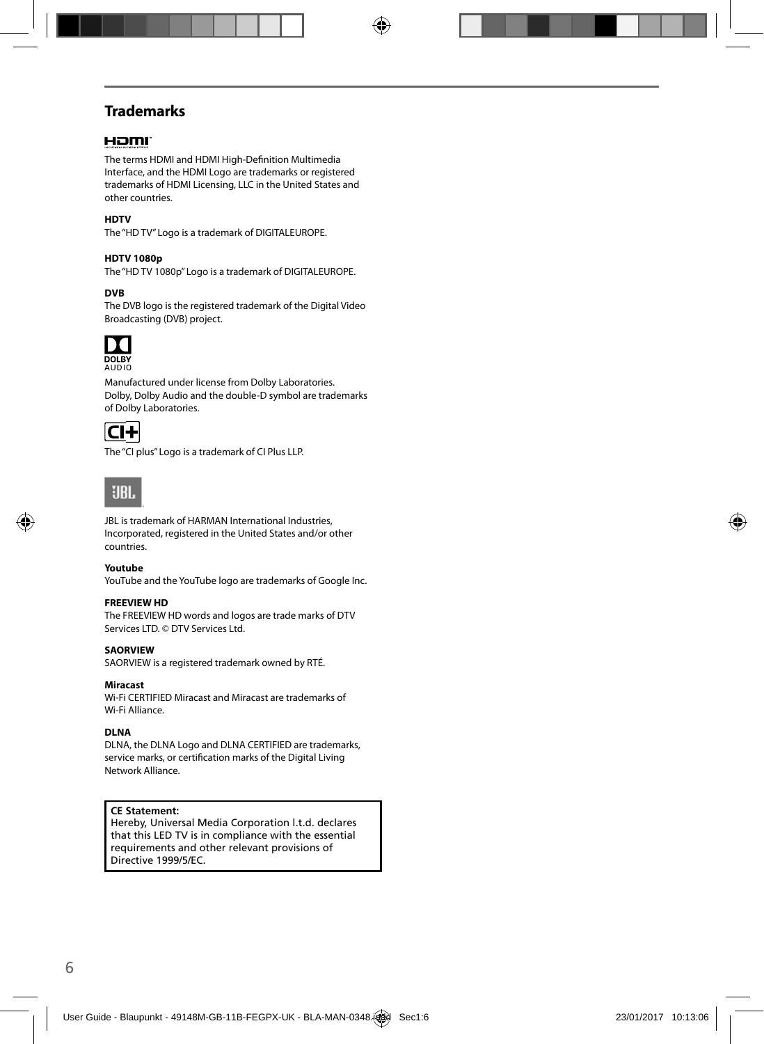## Trademarks

The terms HDMI and HDMI High-Definition Multimedia Interface, and the HDMI Logo are trademarks or registered trademarks of HDMI Licensing, LLC in the United States and other countries.

**HDTV**

The "HD TV" Logo is a trademark of DIGITALEUROPE.

**HDTV 1080p**

The "HD TV 1080p" Logo is a trademark of DIGITALEUROPE.

**DVB**

The DVB logo is the registered trademark of the Digital Video Broadcasting (DVB) project.

Manufactured under license from Dolby Laboratories. Dolby, Dolby Audio and the double-D symbol are trademarks of Dolby Laboratories.

The "CI plus" Logo is a trademark of CI Plus LLP.

JBL is trademark of HARMAN International Industries, Incorporated, registered in the United States and/or other countries.

**Youtube**

YouTube and the YouTube logo are trademarks of Google Inc.

**FREEVIEW HD**

The FREEVIEW HD words and logos are trade marks of DTV Services LTD. © DTV Services Ltd.

**SAORVIEW**

SAORVIEW is a registered trademark owned by RTÉ.

**Miracast**

Wi-Fi CERTIFIED Miracast and Miracast are trademarks of Wi-Fi Alliance.

**DLNA**

DLNA, the DLNA Logo and DLNA CERTIFIED are trademarks, service marks, or certification marks of the Digital Living Network Alliance.

**CE Statement:**
Hereby, Universal Media Corporation l.t.d. declares that this LED TV is in compliance with the essential requirements and other relevant provisions of Directive 1999/5/EC.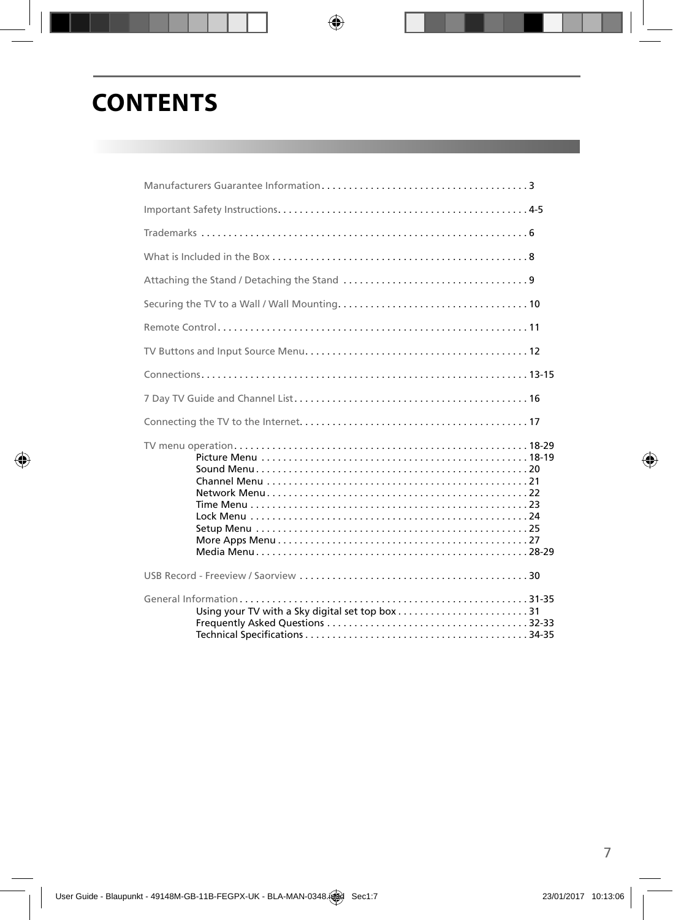# CONTENTS

Manufacturers Guarantee Information . . . . . . . . . . . . . . . . . . . . . . . . . . . . . . . . . . . . . 3

Important Safety Instructions . . . . . . . . . . . . . . . . . . . . . . . . . . . . . . . . . . . . . . . . . . . . . 4-5

Trademarks . . . . . . . . . . . . . . . . . . . . . . . . . . . . . . . . . . . . . . . . . . . . . . . . . . . . . . . . . . . 6

What is Included in the Box . . . . . . . . . . . . . . . . . . . . . . . . . . . . . . . . . . . . . . . . . . . . . . 8

Attaching the Stand / Detaching the Stand . . . . . . . . . . . . . . . . . . . . . . . . . . . . . . . . . 9

Securing the TV to a Wall / Wall Mounting . . . . . . . . . . . . . . . . . . . . . . . . . . . . . . . . . . 10

Remote Control . . . . . . . . . . . . . . . . . . . . . . . . . . . . . . . . . . . . . . . . . . . . . . . . . . . . . . . . 11

TV Buttons and Input Source Menu . . . . . . . . . . . . . . . . . . . . . . . . . . . . . . . . . . . . . . . . 12

Connections . . . . . . . . . . . . . . . . . . . . . . . . . . . . . . . . . . . . . . . . . . . . . . . . . . . . . . . . . . . 13-15

7 Day TV Guide and Channel List . . . . . . . . . . . . . . . . . . . . . . . . . . . . . . . . . . . . . . . . . . 16

Connecting the TV to the Internet . . . . . . . . . . . . . . . . . . . . . . . . . . . . . . . . . . . . . . . . . 17

TV menu operation . . . . . . . . . . . . . . . . . . . . . . . . . . . . . . . . . . . . . . . . . . . . . . . . . . . . . 18-29
- Picture Menu . . . . . . . . . . . . . . . . . . . . . . . . . . . . . . . . . . . . . . . . . . . . . . . . 18-19
- Sound Menu . . . . . . . . . . . . . . . . . . . . . . . . . . . . . . . . . . . . . . . . . . . . . . . . . 20
- Channel Menu . . . . . . . . . . . . . . . . . . . . . . . . . . . . . . . . . . . . . . . . . . . . . . . 21
- Network Menu . . . . . . . . . . . . . . . . . . . . . . . . . . . . . . . . . . . . . . . . . . . . . . . 22
- Time Menu . . . . . . . . . . . . . . . . . . . . . . . . . . . . . . . . . . . . . . . . . . . . . . . . . . 23
- Lock Menu . . . . . . . . . . . . . . . . . . . . . . . . . . . . . . . . . . . . . . . . . . . . . . . . . . 24
- Setup Menu . . . . . . . . . . . . . . . . . . . . . . . . . . . . . . . . . . . . . . . . . . . . . . . . . 25
- More Apps Menu . . . . . . . . . . . . . . . . . . . . . . . . . . . . . . . . . . . . . . . . . . . . . 27
- Media Menu . . . . . . . . . . . . . . . . . . . . . . . . . . . . . . . . . . . . . . . . . . . . . . . . . 28-29

USB Record - Freeview / Saorview . . . . . . . . . . . . . . . . . . . . . . . . . . . . . . . . . . . . . . . . . 30

General Information . . . . . . . . . . . . . . . . . . . . . . . . . . . . . . . . . . . . . . . . . . . . . . . . . . . . 31-35
- Using your TV with a Sky digital set top box . . . . . . . . . . . . . . . . . . . . . . . . 31
- Frequently Asked Questions . . . . . . . . . . . . . . . . . . . . . . . . . . . . . . . . . . . . 32-33
- Technical Specifications . . . . . . . . . . . . . . . . . . . . . . . . . . . . . . . . . . . . . . . . 34-35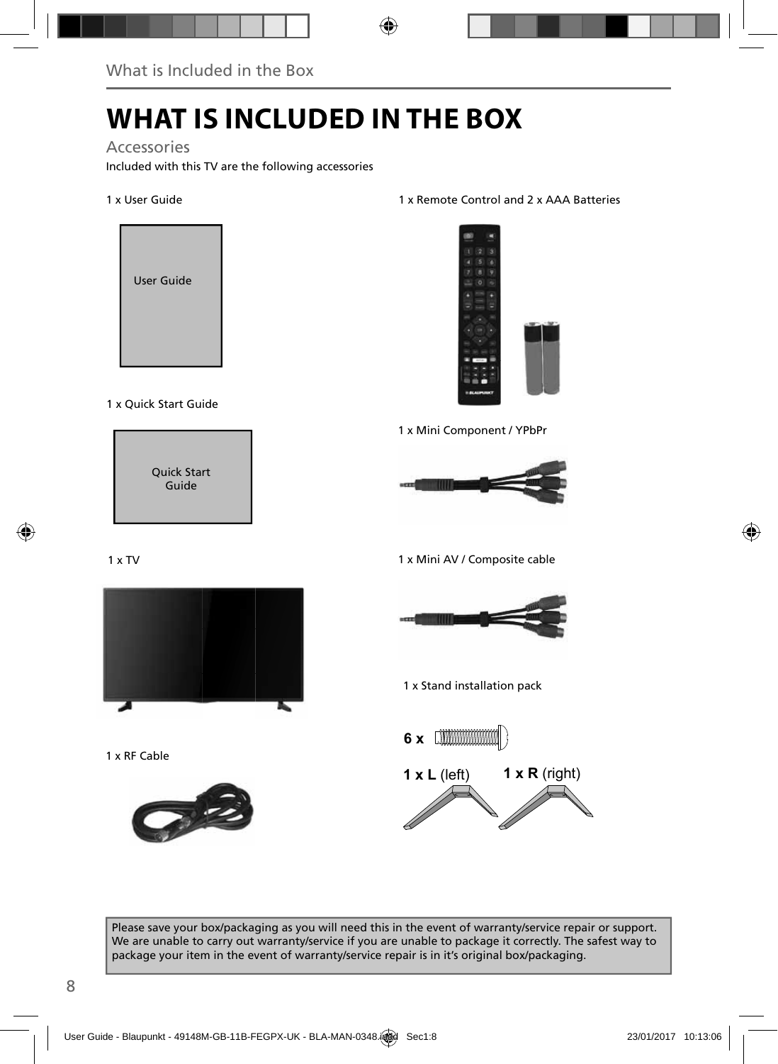# WHAT IS INCLUDED IN THE BOX

## Accessories

Included with this TV are the following accessories

1 x User Guide

User Guide

1 x Quick Start Guide

Quick Start Guide

1 x TV

1 x RF Cable

1 x Remote Control and 2 x AAA Batteries

1 x Mini Component / YPbPr

1 x Mini AV / Composite cable

1 x Stand installation pack

**6 x**

**1 x L** (left) **1 x R** (right)

Please save your box/packaging as you will need this in the event of warranty/service repair or support. We are unable to carry out warranty/service if you are unable to package it correctly. The safest way to package your item in the event of warranty/service repair is in it's original box/packaging.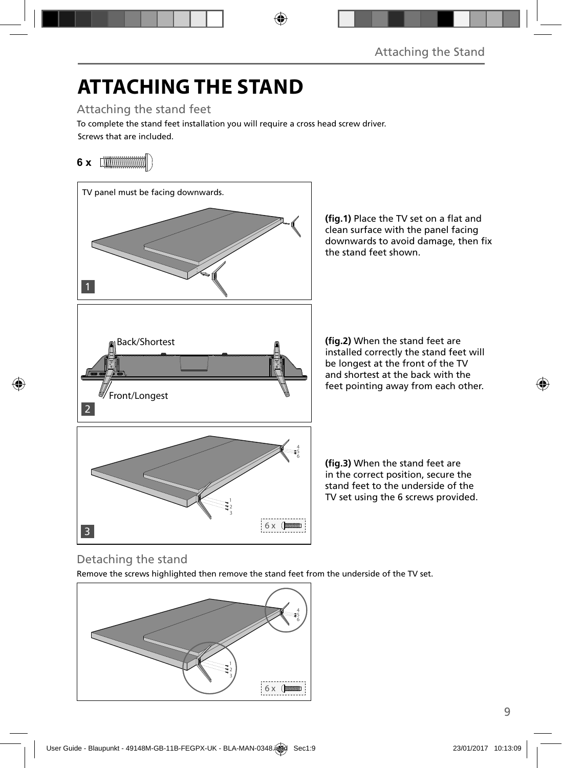# ATTACHING THE STAND

## Attaching the stand feet

To complete the stand feet installation you will require a cross head screw driver.

Screws that are included.

**6 x**

TV panel must be facing downwards.

1

**(fig.1)** Place the TV set on a flat and clean surface with the panel facing downwards to avoid damage, then fix the stand feet shown.

Back/Shortest

Front/Longest

2

**(fig.2)** When the stand feet are installed correctly the stand feet will be longest at the front of the TV and shortest at the back with the feet pointing away from each other.

3

6 x

**(fig.3)** When the stand feet are in the correct position, secure the stand feet to the underside of the TV set using the 6 screws provided.

## Detaching the stand

Remove the screws highlighted then remove the stand feet from the underside of the TV set.

6 x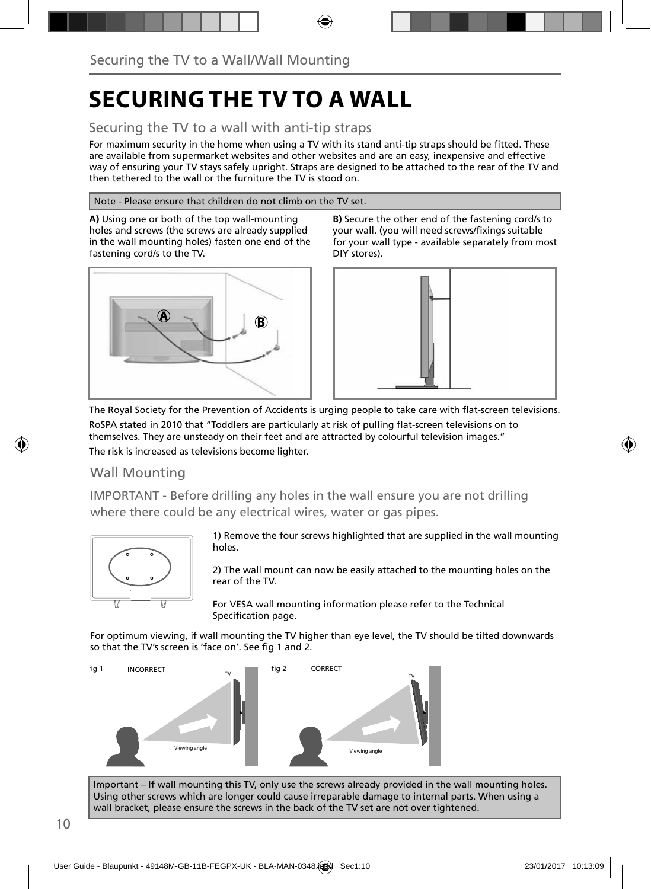# SECURING THE TV TO A WALL

## Securing the TV to a wall with anti-tip straps

For maximum security in the home when using a TV with its stand anti-tip straps should be fitted. These are available from supermarket websites and other websites and are an easy, inexpensive and effective way of ensuring your TV stays safely upright. Straps are designed to be attached to the rear of the TV and then tethered to the wall or the furniture the TV is stood on.

Note - Please ensure that children do not climb on the TV set.

**A)** Using one or both of the top wall-mounting holes and screws (the screws are already supplied in the wall mounting holes) fasten one end of the fastening cord/s to the TV.

**B)** Secure the other end of the fastening cord/s to your wall. (you will need screws/fixings suitable for your wall type - available separately from most DIY stores).

The Royal Society for the Prevention of Accidents is urging people to take care with flat-screen televisions.

RoSPA stated in 2010 that "Toddlers are particularly at risk of pulling flat-screen televisions on to themselves. They are unsteady on their feet and are attracted by colourful television images."

The risk is increased as televisions become lighter.

## Wall Mounting

IMPORTANT - Before drilling any holes in the wall ensure you are not drilling where there could be any electrical wires, water or gas pipes.

1) Remove the four screws highlighted that are supplied in the wall mounting holes.

2) The wall mount can now be easily attached to the mounting holes on the rear of the TV.

For VESA wall mounting information please refer to the Technical Specification page.

For optimum viewing, if wall mounting the TV higher than eye level, the TV should be tilted downwards so that the TV's screen is 'face on'. See fig 1 and 2.

fig 1 INCORRECT — fig 2 CORRECT

Important – If wall mounting this TV, only use the screws already provided in the wall mounting holes. Using other screws which are longer could cause irreparable damage to internal parts. When using a wall bracket, please ensure the screws in the back of the TV set are not over tightened.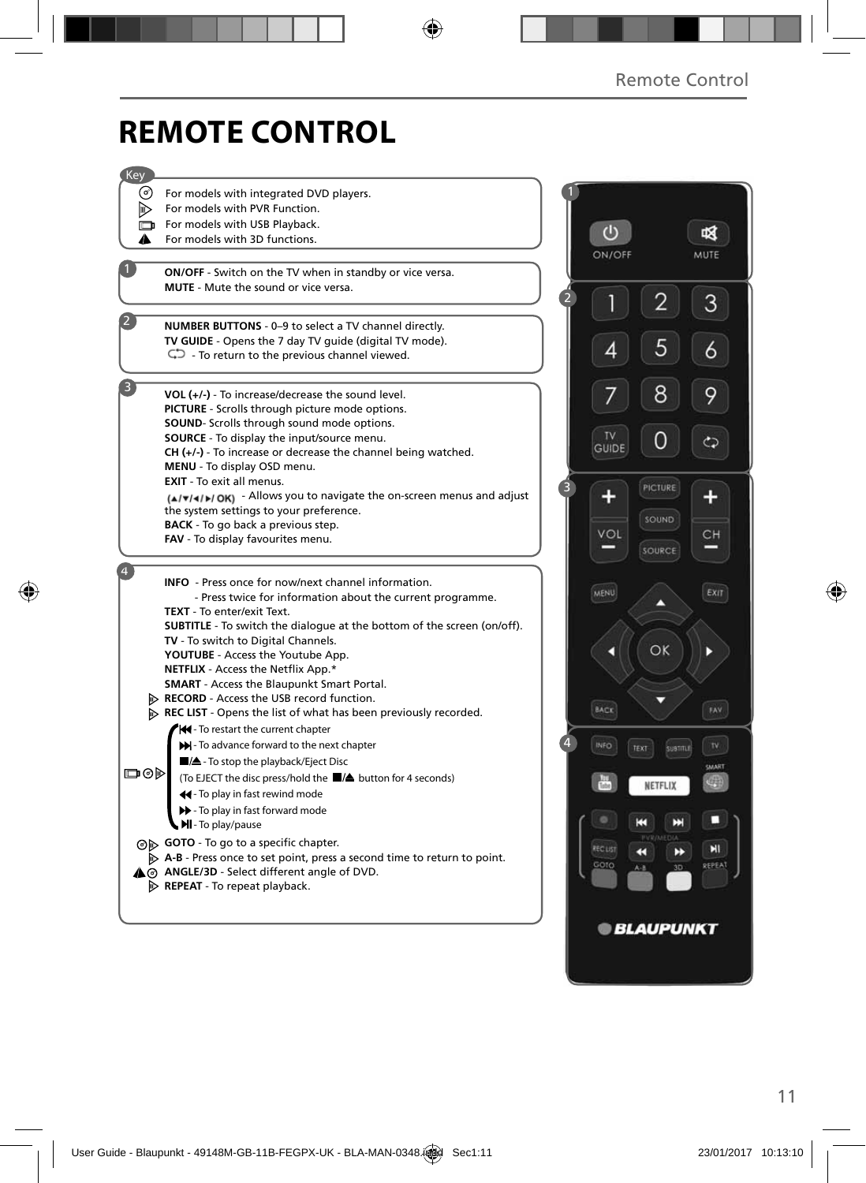# REMOTE CONTROL

**Key**

- For models with integrated DVD players.
- For models with PVR Function.
- For models with USB Playback.
- For models with 3D functions.

**1**

**ON/OFF** - Switch on the TV when in standby or vice versa.
**MUTE** - Mute the sound or vice versa.

**2**

**NUMBER BUTTONS** - 0–9 to select a TV channel directly.
**TV GUIDE** - Opens the 7 day TV guide (digital TV mode).
- To return to the previous channel viewed.

**3**

**VOL (+/-)** - To increase/decrease the sound level.
**PICTURE** - Scrolls through picture mode options.
**SOUND**- Scrolls through sound mode options.
**SOURCE** - To display the input/source menu.
**CH (+/-)** - To increase or decrease the channel being watched.
**MENU** - To display OSD menu.
**EXIT** - To exit all menus.
(▲/▼/◄/►/ OK) - Allows you to navigate the on-screen menus and adjust the system settings to your preference.
**BACK** - To go back a previous step.
**FAV** - To display favourites menu.

**4**

**INFO** - Press once for now/next channel information.
- Press twice for information about the current programme.

**TEXT** - To enter/exit Text.
**SUBTITLE** - To switch the dialogue at the bottom of the screen (on/off).
**TV** - To switch to Digital Channels.
**YOUTUBE** - Access the Youtube App.
**NETFLIX** - Access the Netflix App.*
**SMART** - Access the Blaupunkt Smart Portal.
**RECORD** - Access the USB record function.
**REC LIST** - Opens the list of what has been previously recorded.

- ⏮ - To restart the current chapter
- ⏭ - To advance forward to the next chapter
- ■/⏏ - To stop the playback/Eject Disc
(To EJECT the disc press/hold the ■/⏏ button for 4 seconds)
- ◄◄ - To play in fast rewind mode
- ►► - To play in fast forward mode
- ►II - To play/pause

**GOTO** - To go to a specific chapter.
**A-B** - Press once to set point, press a second time to return to point.
**ANGLE/3D** - Select different angle of DVD.
**REPEAT** - To repeat playback.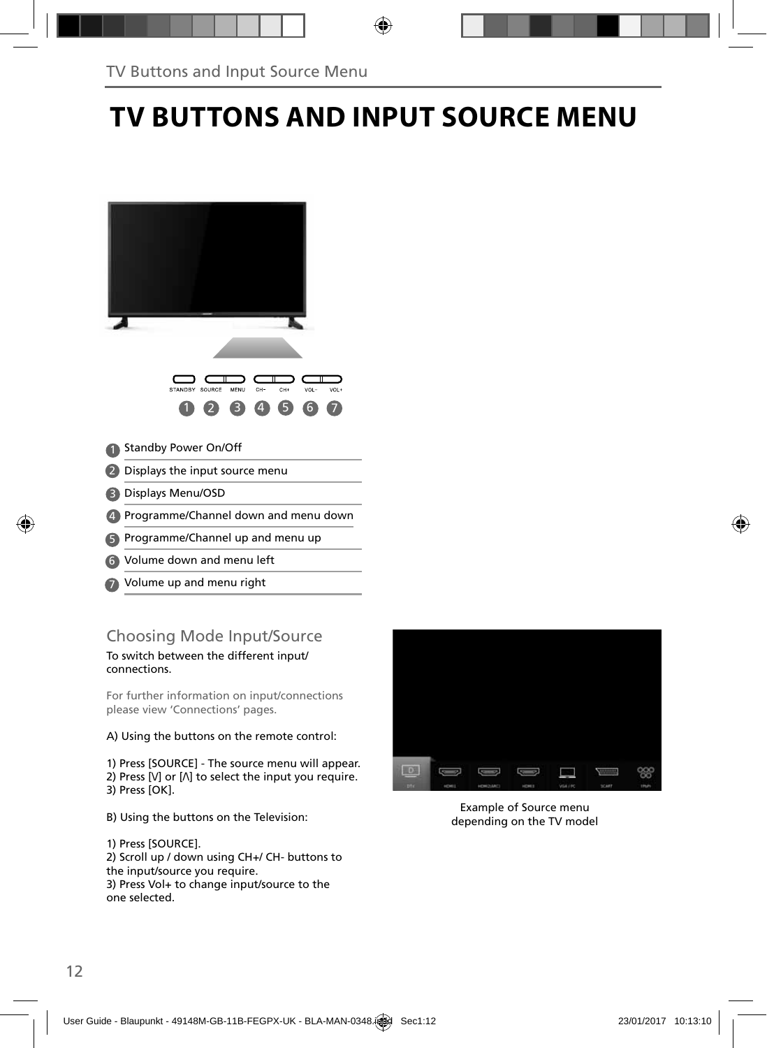# TV BUTTONS AND INPUT SOURCE MENU

STANDBY SOURCE MENU CH- CH+ VOL- VOL+

1 2 3 4 5 6 7

1. Standby Power On/Off
2. Displays the input source menu
3. Displays Menu/OSD
4. Programme/Channel down and menu down
5. Programme/Channel up and menu up
6. Volume down and menu left
7. Volume up and menu right

## Choosing Mode Input/Source

To switch between the different input/ connections.

For further information on input/connections please view 'Connections' pages.

A) Using the buttons on the remote control:

1) Press [SOURCE] - The source menu will appear.
2) Press [V] or [Λ] to select the input you require.
3) Press [OK].

B) Using the buttons on the Television:

1) Press [SOURCE].
2) Scroll up / down using CH+/ CH- buttons to the input/source you require.
3) Press Vol+ to change input/source to the one selected.

Example of Source menu depending on the TV model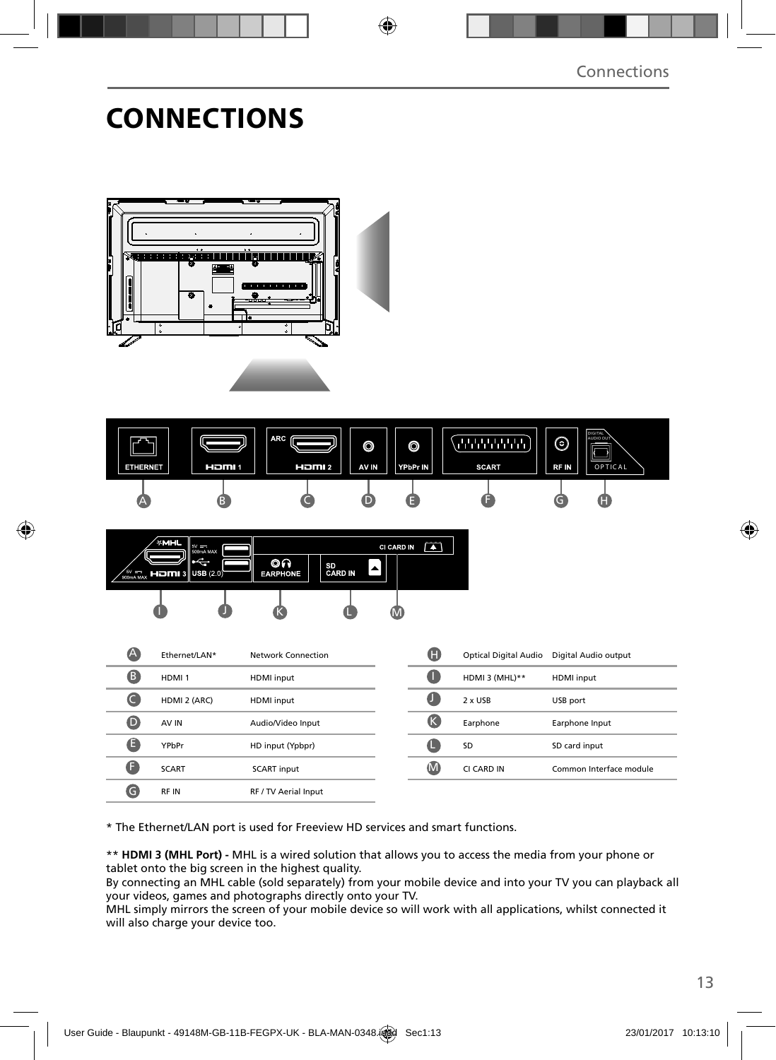# CONNECTIONS

| | | |
|---|---|---|
| A | Ethernet/LAN* | Network Connection |
| B | HDMI 1 | HDMI input |
| C | HDMI 2 (ARC) | HDMI input |
| D | AV IN | Audio/Video Input |
| E | YPbPr | HD input (Ypbpr) |
| F | SCART | SCART input |
| G | RF IN | RF / TV Aerial Input |

| | | |
|---|---|---|
| H | Optical Digital Audio | Digital Audio output |
| I | HDMI 3 (MHL)** | HDMI input |
| J | 2 x USB | USB port |
| K | Earphone | Earphone Input |
| L | SD | SD card input |
| M | CI CARD IN | Common Interface module |

* The Ethernet/LAN port is used for Freeview HD services and smart functions.

** **HDMI 3 (MHL Port) -** MHL is a wired solution that allows you to access the media from your phone or tablet onto the big screen in the highest quality.
By connecting an MHL cable (sold separately) from your mobile device and into your TV you can playback all your videos, games and photographs directly onto your TV.
MHL simply mirrors the screen of your mobile device so will work with all applications, whilst connected it will also charge your device too.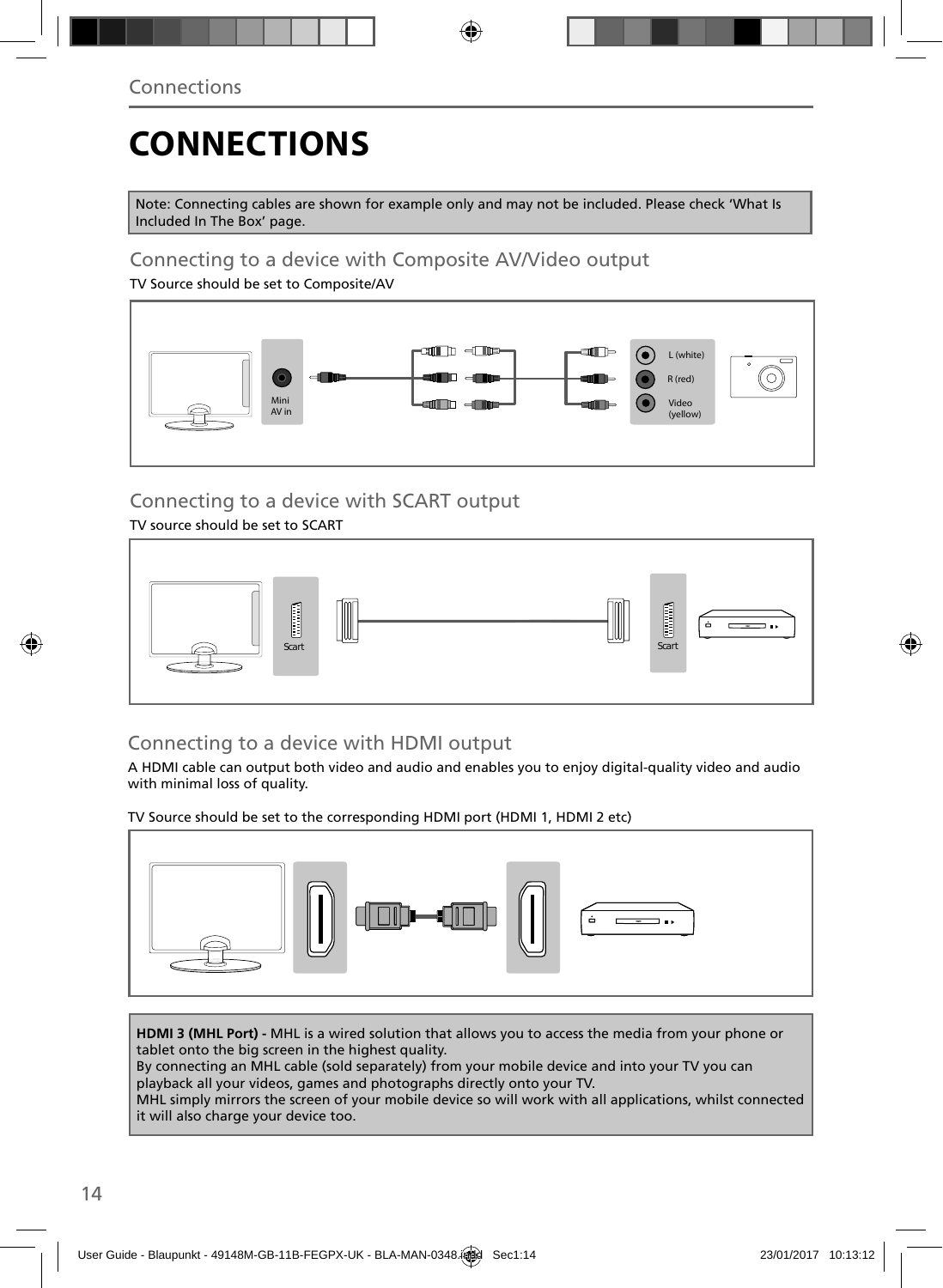# CONNECTIONS

Note: Connecting cables are shown for example only and may not be included. Please check 'What Is Included In The Box' page.

## Connecting to a device with Composite AV/Video output

TV Source should be set to Composite/AV

Mini AV in

L (white)

R (red)

Video (yellow)

## Connecting to a device with SCART output

TV source should be set to SCART

Scart

Scart

## Connecting to a device with HDMI output

A HDMI cable can output both video and audio and enables you to enjoy digital-quality video and audio with minimal loss of quality.

TV Source should be set to the corresponding HDMI port (HDMI 1, HDMI 2 etc)

**HDMI 3 (MHL Port) -** MHL is a wired solution that allows you to access the media from your phone or tablet onto the big screen in the highest quality.
By connecting an MHL cable (sold separately) from your mobile device and into your TV you can playback all your videos, games and photographs directly onto your TV.
MHL simply mirrors the screen of your mobile device so will work with all applications, whilst connected it will also charge your device too.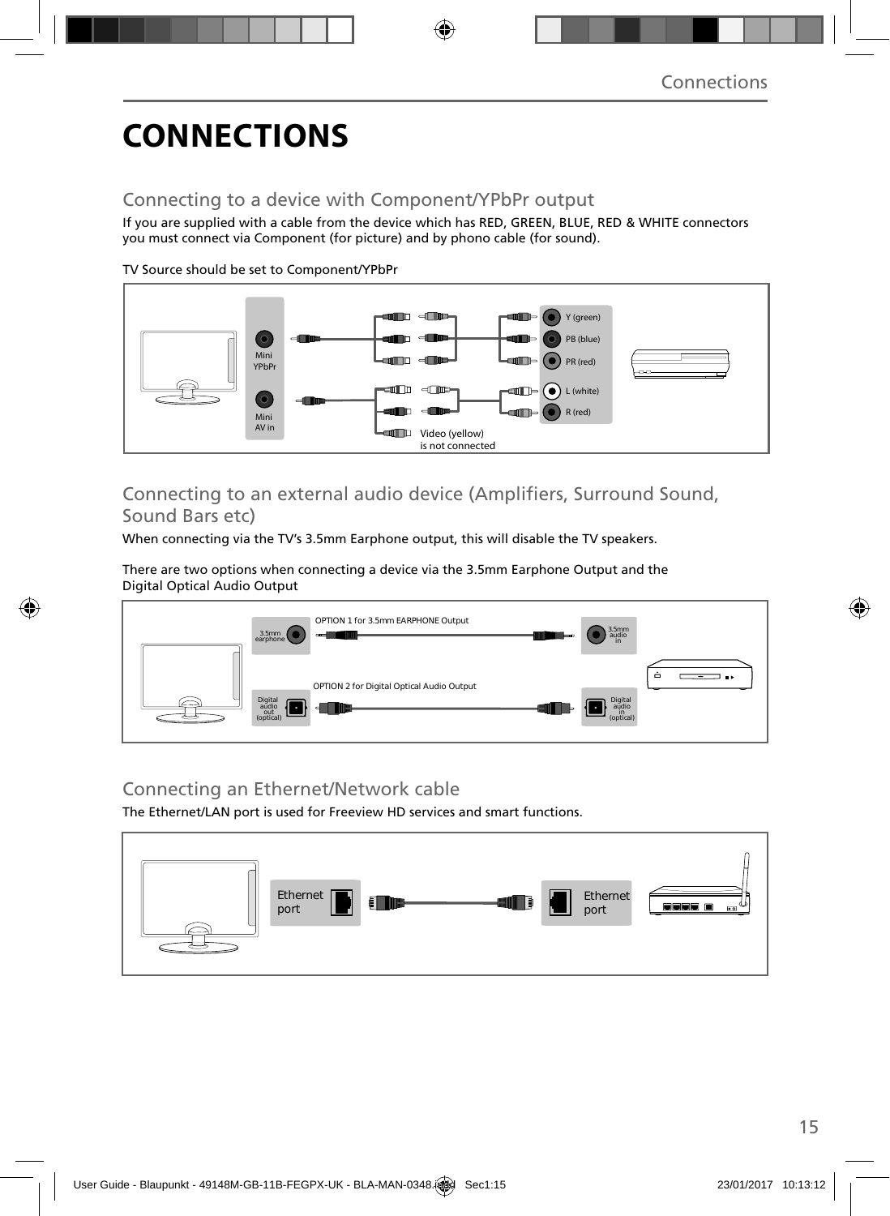# CONNECTIONS

## Connecting to a device with Component/YPbPr output

If you are supplied with a cable from the device which has RED, GREEN, BLUE, RED & WHITE connectors you must connect via Component (for picture) and by phono cable (for sound).

TV Source should be set to Component/YPbPr

Mini YPbPr

Mini AV in

Y (green)

PB (blue)

PR (red)

L (white)

R (red)

Video (yellow) is not connected

## Connecting to an external audio device (Amplifiers, Surround Sound, Sound Bars etc)

When connecting via the TV's 3.5mm Earphone output, this will disable the TV speakers.

There are two options when connecting a device via the 3.5mm Earphone Output and the Digital Optical Audio Output

3.5mm earphone

OPTION 1 for 3.5mm EARPHONE Output

3.5mm audio in

Digital audio out (optical)

OPTION 2 for Digital Optical Audio Output

Digital audio in (optical)

## Connecting an Ethernet/Network cable

The Ethernet/LAN port is used for Freeview HD services and smart functions.

Ethernet port

Ethernet port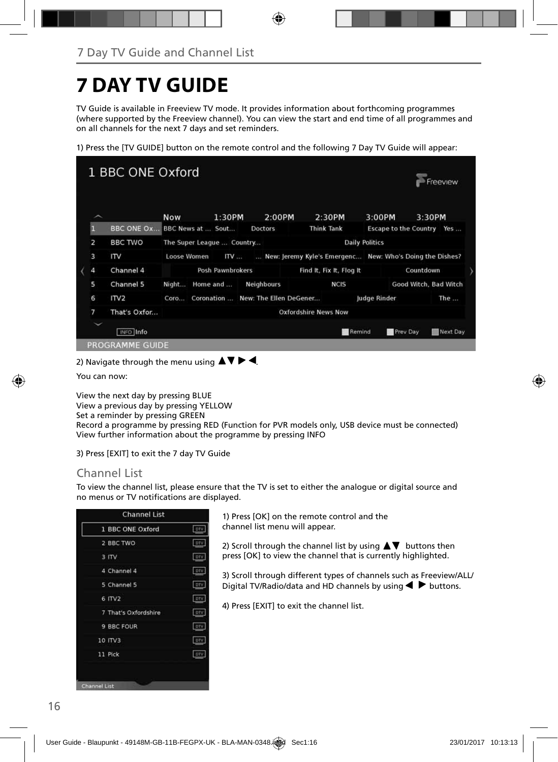# 7 DAY TV GUIDE

TV Guide is available in Freeview TV mode. It provides information about forthcoming programmes (where supported by the Freeview channel). You can view the start and end time of all programmes and on all channels for the next 7 days and set reminders.

1) Press the [TV GUIDE] button on the remote control and the following 7 Day TV Guide will appear:

2) Navigate through the menu using ▲▼ ▶ ◀.

You can now:

View the next day by pressing BLUE
View a previous day by pressing YELLOW
Set a reminder by pressing GREEN
Record a programme by pressing RED (Function for PVR models only, USB device must be connected)
View further information about the programme by pressing INFO

3) Press [EXIT] to exit the 7 day TV Guide

## Channel List

To view the channel list, please ensure that the TV is set to either the analogue or digital source and no menus or TV notifications are displayed.

1) Press [OK] on the remote control and the channel list menu will appear.

2) Scroll through the channel list by using ▲▼ buttons then press [OK] to view the channel that is currently highlighted.

3) Scroll through different types of channels such as Freeview/ALL/ Digital TV/Radio/data and HD channels by using ◀ ▶ buttons.

4) Press [EXIT] to exit the channel list.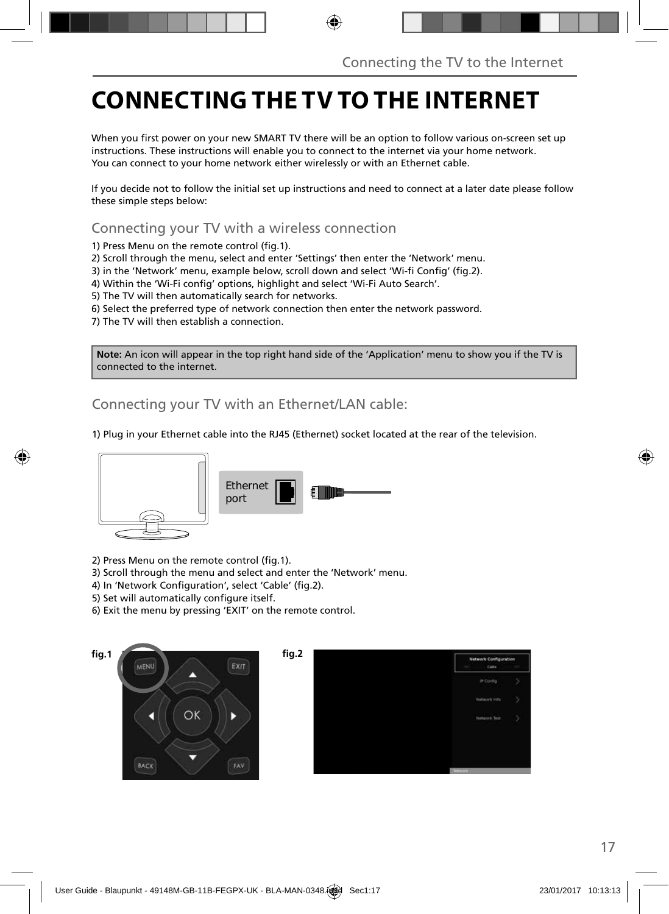# CONNECTING THE TV TO THE INTERNET

When you first power on your new SMART TV there will be an option to follow various on-screen set up instructions. These instructions will enable you to connect to the internet via your home network. You can connect to your home network either wirelessly or with an Ethernet cable.

If you decide not to follow the initial set up instructions and need to connect at a later date please follow these simple steps below:

## Connecting your TV with a wireless connection

1) Press Menu on the remote control (fig.1).
2) Scroll through the menu, select and enter 'Settings' then enter the 'Network' menu.
3) in the 'Network' menu, example below, scroll down and select 'Wi-fi Config' (fig.2).
4) Within the 'Wi-Fi config' options, highlight and select 'Wi-Fi Auto Search'.
5) The TV will then automatically search for networks.
6) Select the preferred type of network connection then enter the network password.
7) The TV will then establish a connection.

**Note:** An icon will appear in the top right hand side of the 'Application' menu to show you if the TV is connected to the internet.

## Connecting your TV with an Ethernet/LAN cable:

1) Plug in your Ethernet cable into the RJ45 (Ethernet) socket located at the rear of the television.

Ethernet port

2) Press Menu on the remote control (fig.1).
3) Scroll through the menu and select and enter the 'Network' menu.
4) In 'Network Configuration', select 'Cable' (fig.2).
5) Set will automatically configure itself.
6) Exit the menu by pressing 'EXIT' on the remote control.

fig.1

fig.2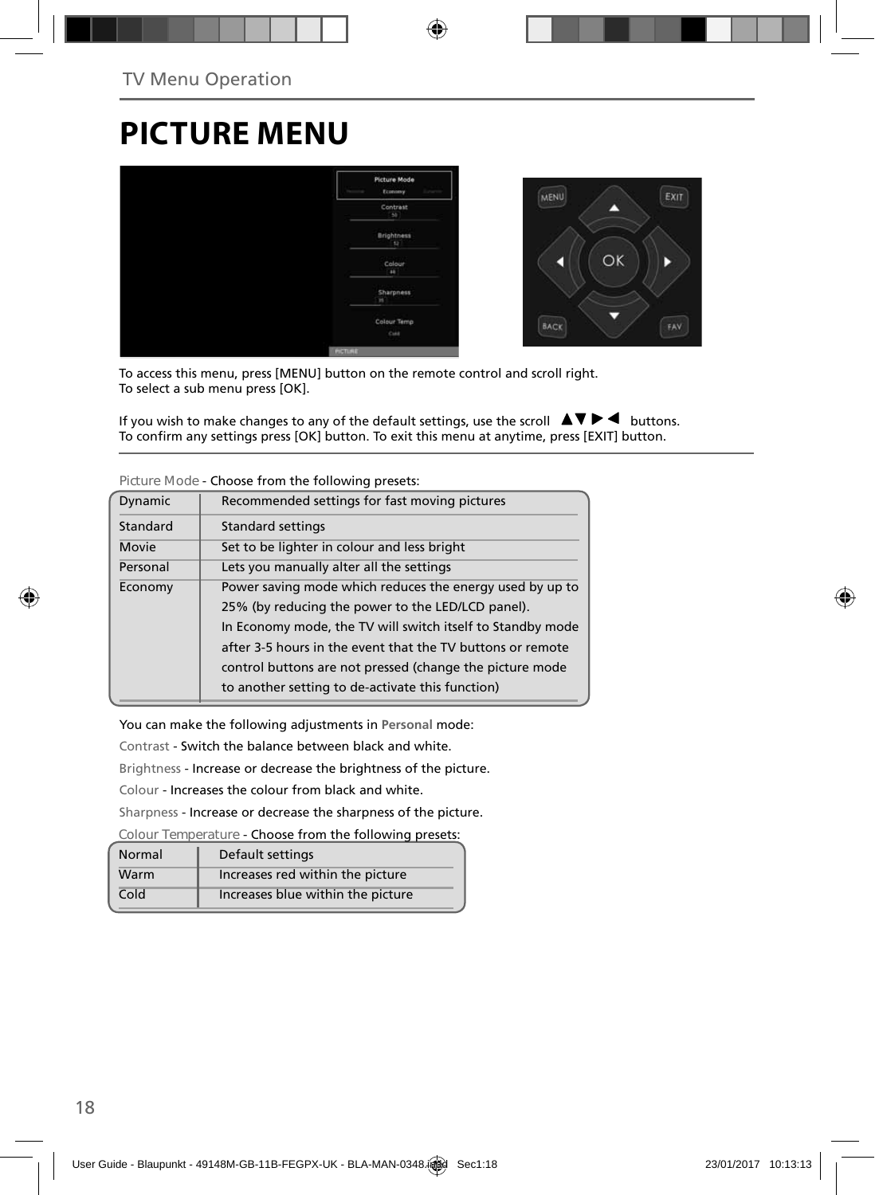# PICTURE MENU

To access this menu, press [MENU] button on the remote control and scroll right.
To select a sub menu press [OK].

If you wish to make changes to any of the default settings, use the scroll ▲▼▶◀ buttons.
To confirm any settings press [OK] button. To exit this menu at anytime, press [EXIT] button.

Picture Mode - Choose from the following presets:

| | |
|---|---|
| Dynamic | Recommended settings for fast moving pictures |
| Standard | Standard settings |
| Movie | Set to be lighter in colour and less bright |
| Personal | Lets you manually alter all the settings |
| Economy | Power saving mode which reduces the energy used by up to 25% (by reducing the power to the LED/LCD panel). In Economy mode, the TV will switch itself to Standby mode after 3-5 hours in the event that the TV buttons or remote control buttons are not pressed (change the picture mode to another setting to de-activate this function) |

You can make the following adjustments in **Personal** mode:

Contrast - Switch the balance between black and white.

Brightness - Increase or decrease the brightness of the picture.

Colour - Increases the colour from black and white.

Sharpness - Increase or decrease the sharpness of the picture.

Colour Temperature - Choose from the following presets:

| | |
|---|---|
| Normal | Default settings |
| Warm | Increases red within the picture |
| Cold | Increases blue within the picture |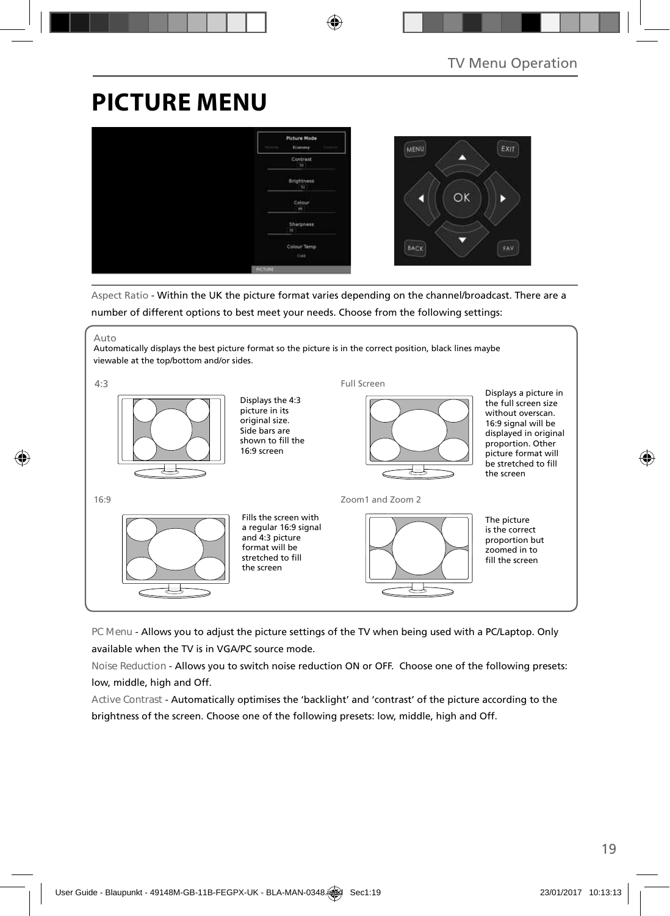# PICTURE MENU

Aspect Ratio - Within the UK the picture format varies depending on the channel/broadcast. There are a number of different options to best meet your needs. Choose from the following settings:

Auto

Automatically displays the best picture format so the picture is in the correct position, black lines maybe viewable at the top/bottom and/or sides.

4:3

Displays the 4:3 picture in its original size. Side bars are shown to fill the 16:9 screen

Full Screen

Displays a picture in the full screen size without overscan. 16:9 signal will be displayed in original proportion. Other picture format will be stretched to fill the screen

16:9

Fills the screen with a regular 16:9 signal and 4:3 picture format will be stretched to fill the screen

Zoom1 and Zoom 2

The picture is the correct proportion but zoomed in to fill the screen

PC Menu - Allows you to adjust the picture settings of the TV when being used with a PC/Laptop. Only available when the TV is in VGA/PC source mode.

Noise Reduction - Allows you to switch noise reduction ON or OFF. Choose one of the following presets: low, middle, high and Off.

Active Contrast - Automatically optimises the 'backlight' and 'contrast' of the picture according to the brightness of the screen. Choose one of the following presets: low, middle, high and Off.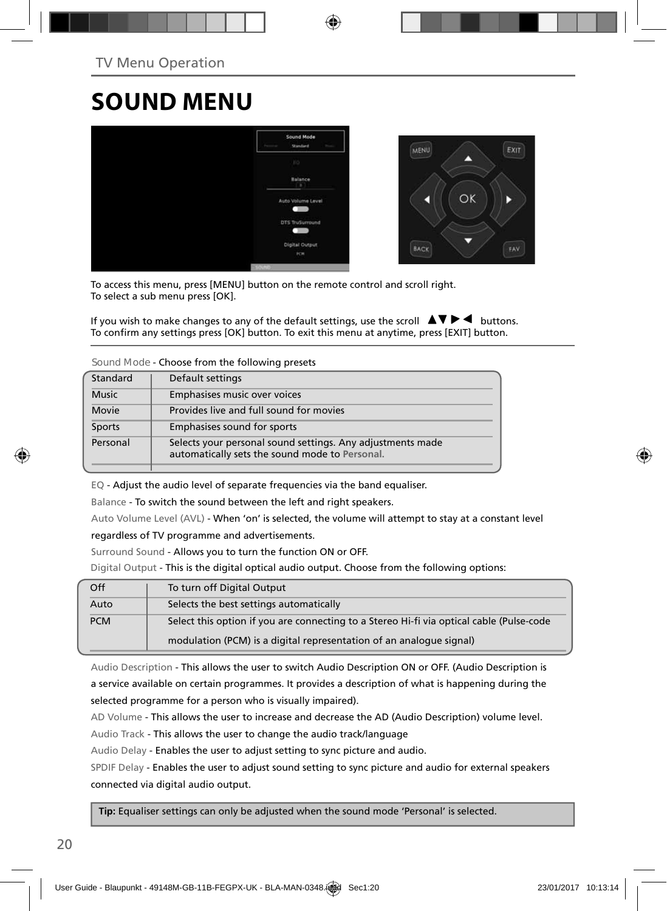## SOUND MENU

To access this menu, press [MENU] button on the remote control and scroll right.
To select a sub menu press [OK].

If you wish to make changes to any of the default settings, use the scroll ▲▼▶◀ buttons.
To confirm any settings press [OK] button. To exit this menu at anytime, press [EXIT] button.

Sound Mode - Choose from the following presets

| Standard | Default settings |
|---|---|
| Music | Emphasises music over voices |
| Movie | Provides live and full sound for movies |
| Sports | Emphasises sound for sports |
| Personal | Selects your personal sound settings. Any adjustments made automatically sets the sound mode to **Personal.** |

EQ - Adjust the audio level of separate frequencies via the band equaliser.

Balance - To switch the sound between the left and right speakers.

Auto Volume Level (AVL) - When 'on' is selected, the volume will attempt to stay at a constant level regardless of TV programme and advertisements.

Surround Sound - Allows you to turn the function ON or OFF.

Digital Output - This is the digital optical audio output. Choose from the following options:

| Off | To turn off Digital Output |
|---|---|
| Auto | Selects the best settings automatically |
| PCM | Select this option if you are connecting to a Stereo Hi-fi via optical cable (Pulse-code modulation (PCM) is a digital representation of an analogue signal) |

Audio Description - This allows the user to switch Audio Description ON or OFF. (Audio Description is a service available on certain programmes. It provides a description of what is happening during the selected programme for a person who is visually impaired).

AD Volume - This allows the user to increase and decrease the AD (Audio Description) volume level.

Audio Track - This allows the user to change the audio track/language

Audio Delay - Enables the user to adjust setting to sync picture and audio.

SPDIF Delay - Enables the user to adjust sound setting to sync picture and audio for external speakers connected via digital audio output.

**Tip:** Equaliser settings can only be adjusted when the sound mode 'Personal' is selected.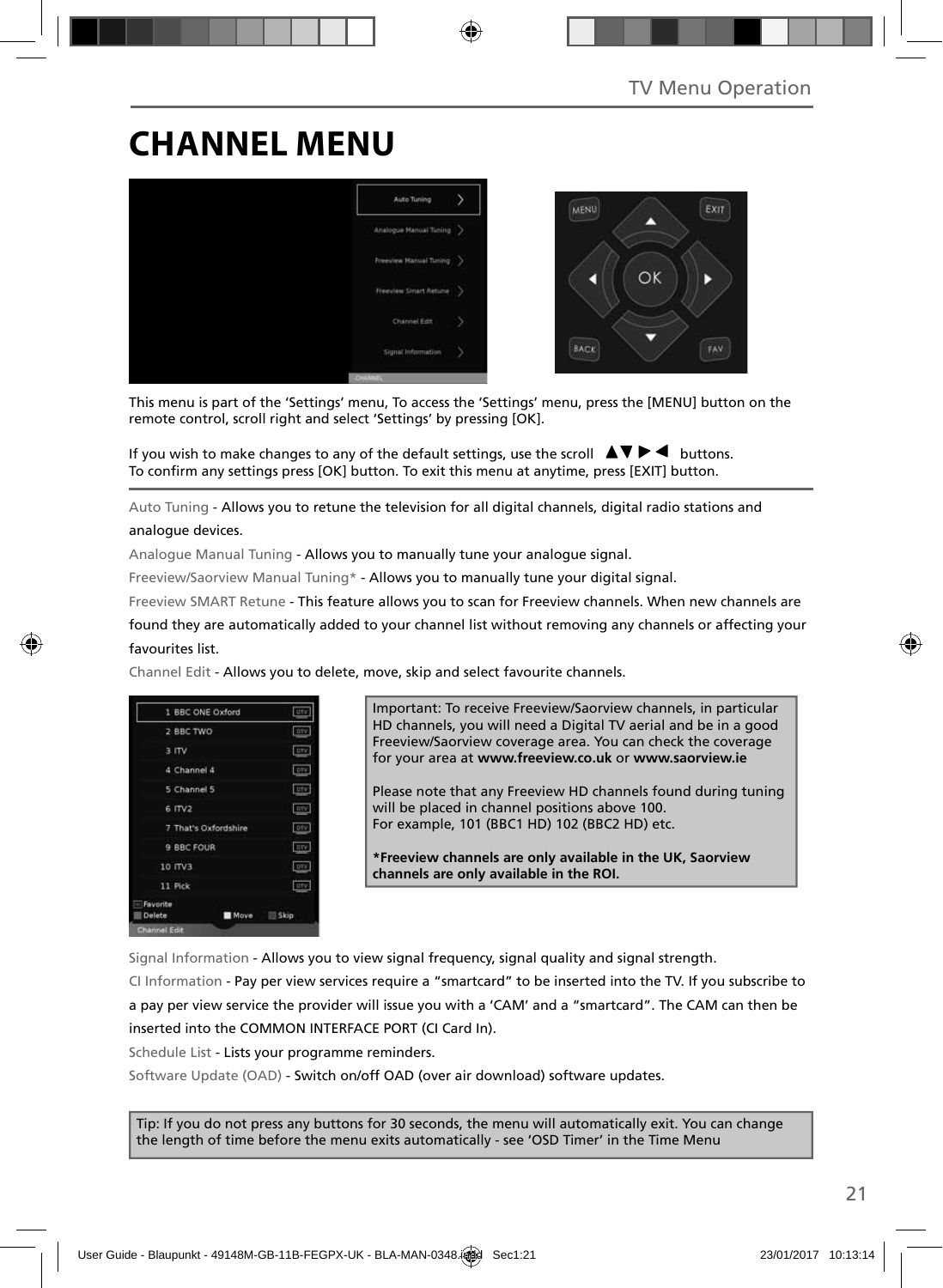# CHANNEL MENU

This menu is part of the 'Settings' menu, To access the 'Settings' menu, press the [MENU] button on the remote control, scroll right and select 'Settings' by pressing [OK].

If you wish to make changes to any of the default settings, use the scroll ▲▼▶◀ buttons. To confirm any settings press [OK] button. To exit this menu at anytime, press [EXIT] button.

Auto Tuning - Allows you to retune the television for all digital channels, digital radio stations and analogue devices.

Analogue Manual Tuning - Allows you to manually tune your analogue signal.

Freeview/Saorview Manual Tuning* - Allows you to manually tune your digital signal.

Freeview SMART Retune - This feature allows you to scan for Freeview channels. When new channels are found they are automatically added to your channel list without removing any channels or affecting your favourites list.

Channel Edit - Allows you to delete, move, skip and select favourite channels.

Important: To receive Freeview/Saorview channels, in particular HD channels, you will need a Digital TV aerial and be in a good Freeview/Saorview coverage area. You can check the coverage for your area at **www.freeview.co.uk** or **www.saorview.ie**

Please note that any Freeview HD channels found during tuning will be placed in channel positions above 100. For example, 101 (BBC1 HD) 102 (BBC2 HD) etc.

**\*Freeview channels are only available in the UK, Saorview channels are only available in the ROI.**

Signal Information - Allows you to view signal frequency, signal quality and signal strength.

CI Information - Pay per view services require a "smartcard" to be inserted into the TV. If you subscribe to a pay per view service the provider will issue you with a 'CAM' and a "smartcard". The CAM can then be inserted into the COMMON INTERFACE PORT (CI Card In).

Schedule List - Lists your programme reminders.

Software Update (OAD) - Switch on/off OAD (over air download) software updates.

Tip: If you do not press any buttons for 30 seconds, the menu will automatically exit. You can change the length of time before the menu exits automatically - see 'OSD Timer' in the Time Menu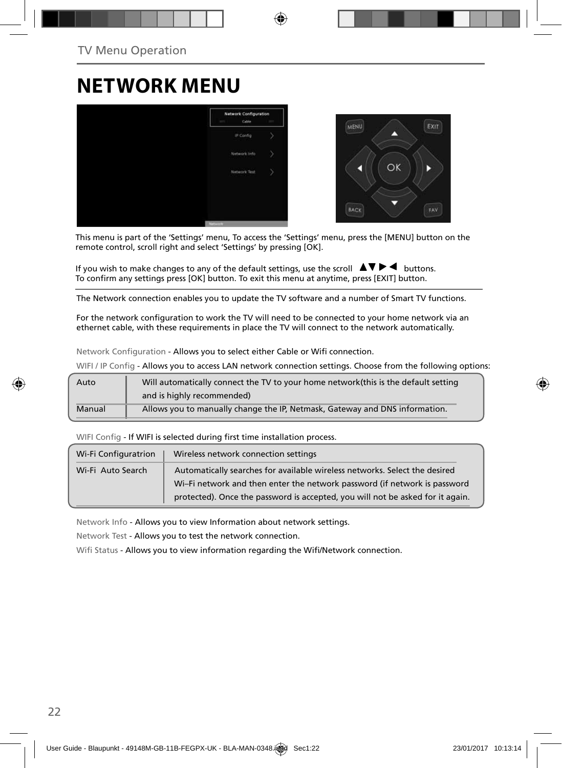## TV Menu Operation

# NETWORK MENU

This menu is part of the 'Settings' menu, To access the 'Settings' menu, press the [MENU] button on the remote control, scroll right and select 'Settings' by pressing [OK].

If you wish to make changes to any of the default settings, use the scroll ▲▼▶◀ buttons.
To confirm any settings press [OK] button. To exit this menu at anytime, press [EXIT] button.

The Network connection enables you to update the TV software and a number of Smart TV functions.

For the network configuration to work the TV will need to be connected to your home network via an ethernet cable, with these requirements in place the TV will connect to the network automatically.

Network Configuration - Allows you to select either Cable or Wifi connection.

WIFI / IP Config - Allows you to access LAN network connection settings. Choose from the following options:

| | |
|---|---|
| Auto | Will automatically connect the TV to your home network(this is the default setting and is highly recommended) |
| Manual | Allows you to manually change the IP, Netmask, Gateway and DNS information. |

WIFI Config - If WIFI is selected during first time installation process.

| | |
|---|---|
| Wi-Fi Configuratrion | Wireless network connection settings |
| Wi-Fi Auto Search | Automatically searches for available wireless networks. Select the desired Wi–Fi network and then enter the network password (if network is password protected). Once the password is accepted, you will not be asked for it again. |

Network Info - Allows you to view Information about network settings.

Network Test - Allows you to test the network connection.

Wifi Status - Allows you to view information regarding the Wifi/Network connection.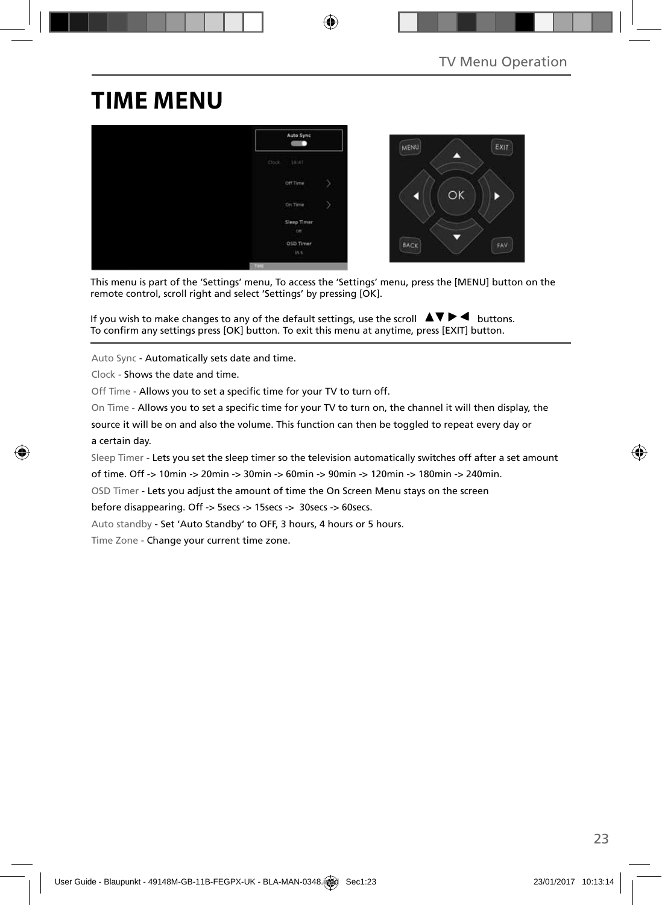# TIME MENU

This menu is part of the 'Settings' menu, To access the 'Settings' menu, press the [MENU] button on the remote control, scroll right and select 'Settings' by pressing [OK].

If you wish to make changes to any of the default settings, use the scroll ▲▼▶◀ buttons.
To confirm any settings press [OK] button. To exit this menu at anytime, press [EXIT] button.

Auto Sync - Automatically sets date and time.

Clock - Shows the date and time.

Off Time - Allows you to set a specific time for your TV to turn off.

On Time - Allows you to set a specific time for your TV to turn on, the channel it will then display, the source it will be on and also the volume. This function can then be toggled to repeat every day or a certain day.

Sleep Timer - Lets you set the sleep timer so the television automatically switches off after a set amount of time. Off -> 10min -> 20min -> 30min -> 60min -> 90min -> 120min -> 180min -> 240min.

OSD Timer - Lets you adjust the amount of time the On Screen Menu stays on the screen before disappearing. Off -> 5secs -> 15secs -> 30secs -> 60secs.

Auto standby - Set 'Auto Standby' to OFF, 3 hours, 4 hours or 5 hours.

Time Zone - Change your current time zone.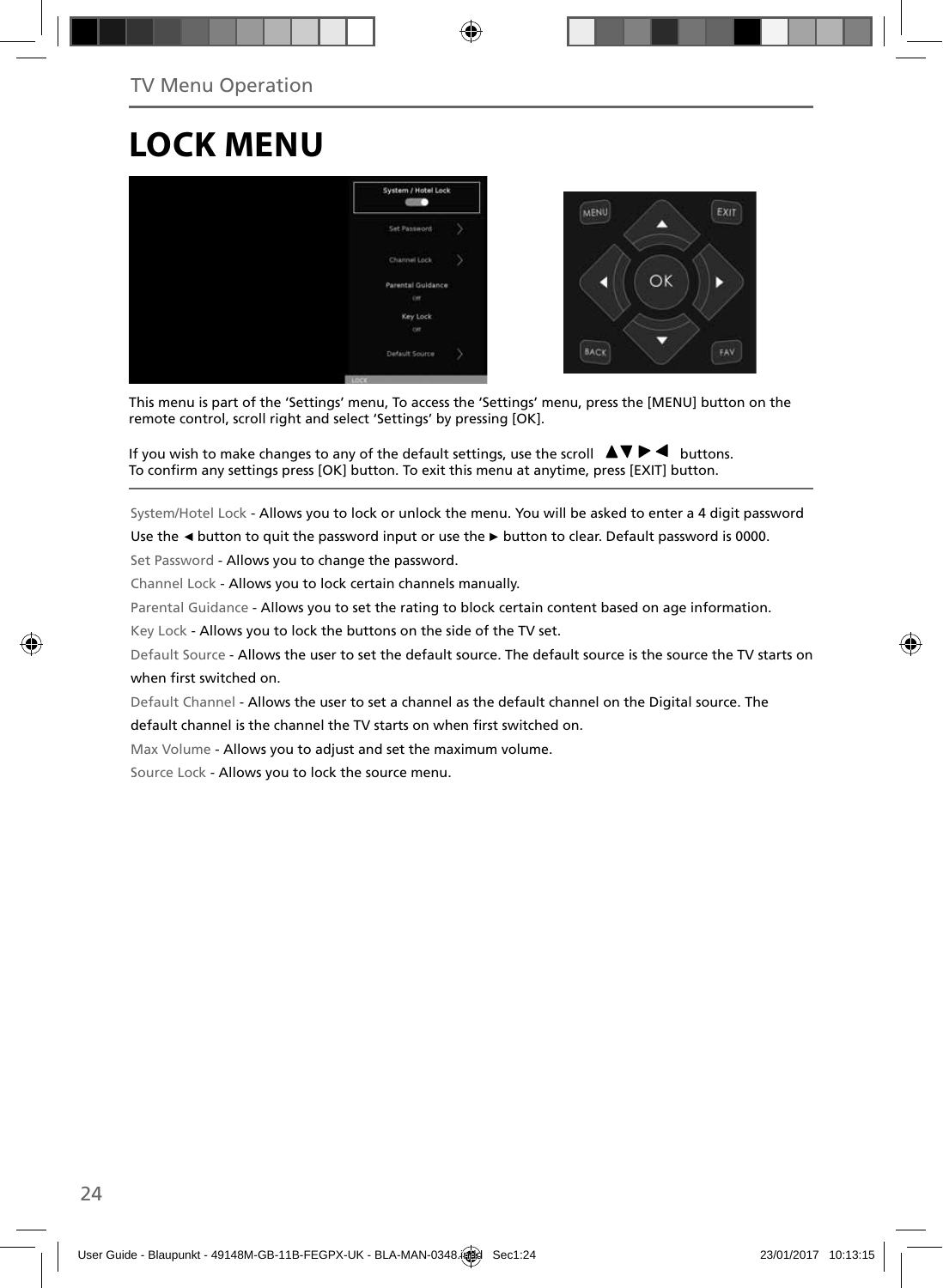# LOCK MENU

This menu is part of the 'Settings' menu, To access the 'Settings' menu, press the [MENU] button on the remote control, scroll right and select 'Settings' by pressing [OK].

If you wish to make changes to any of the default settings, use the scroll ▲▼ ► ◄ buttons.
To confirm any settings press [OK] button. To exit this menu at anytime, press [EXIT] button.

System/Hotel Lock - Allows you to lock or unlock the menu. You will be asked to enter a 4 digit password Use the ◄ button to quit the password input or use the ► button to clear. Default password is 0000.

Set Password - Allows you to change the password.

Channel Lock - Allows you to lock certain channels manually.

Parental Guidance - Allows you to set the rating to block certain content based on age information.

Key Lock - Allows you to lock the buttons on the side of the TV set.

Default Source - Allows the user to set the default source. The default source is the source the TV starts on when first switched on.

Default Channel - Allows the user to set a channel as the default channel on the Digital source. The default channel is the channel the TV starts on when first switched on.

Max Volume - Allows you to adjust and set the maximum volume.

Source Lock - Allows you to lock the source menu.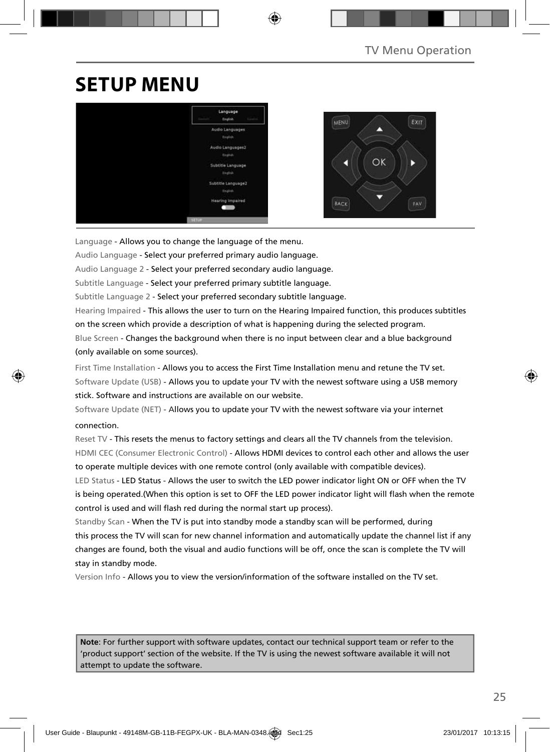# SETUP MENU

Language - Allows you to change the language of the menu.

Audio Language - Select your preferred primary audio language.

Audio Language 2 - Select your preferred secondary audio language.

Subtitle Language - Select your preferred primary subtitle language.

Subtitle Language 2 - Select your preferred secondary subtitle language.

Hearing Impaired - This allows the user to turn on the Hearing Impaired function, this produces subtitles on the screen which provide a description of what is happening during the selected program.

Blue Screen - Changes the background when there is no input between clear and a blue background (only available on some sources).

First Time Installation - Allows you to access the First Time Installation menu and retune the TV set.

Software Update (USB) - Allows you to update your TV with the newest software using a USB memory stick. Software and instructions are available on our website.

Software Update (NET) - Allows you to update your TV with the newest software via your internet connection.

Reset TV - This resets the menus to factory settings and clears all the TV channels from the television.

HDMI CEC (Consumer Electronic Control) - Allows HDMI devices to control each other and allows the user to operate multiple devices with one remote control (only available with compatible devices).

LED Status - LED Status - Allows the user to switch the LED power indicator light ON or OFF when the TV is being operated.(When this option is set to OFF the LED power indicator light will flash when the remote control is used and will flash red during the normal start up process).

Standby Scan - When the TV is put into standby mode a standby scan will be performed, during this process the TV will scan for new channel information and automatically update the channel list if any changes are found, both the visual and audio functions will be off, once the scan is complete the TV will stay in standby mode.

Version Info - Allows you to view the version/information of the software installed on the TV set.

**Note**: For further support with software updates, contact our technical support team or refer to the 'product support' section of the website. If the TV is using the newest software available it will not attempt to update the software.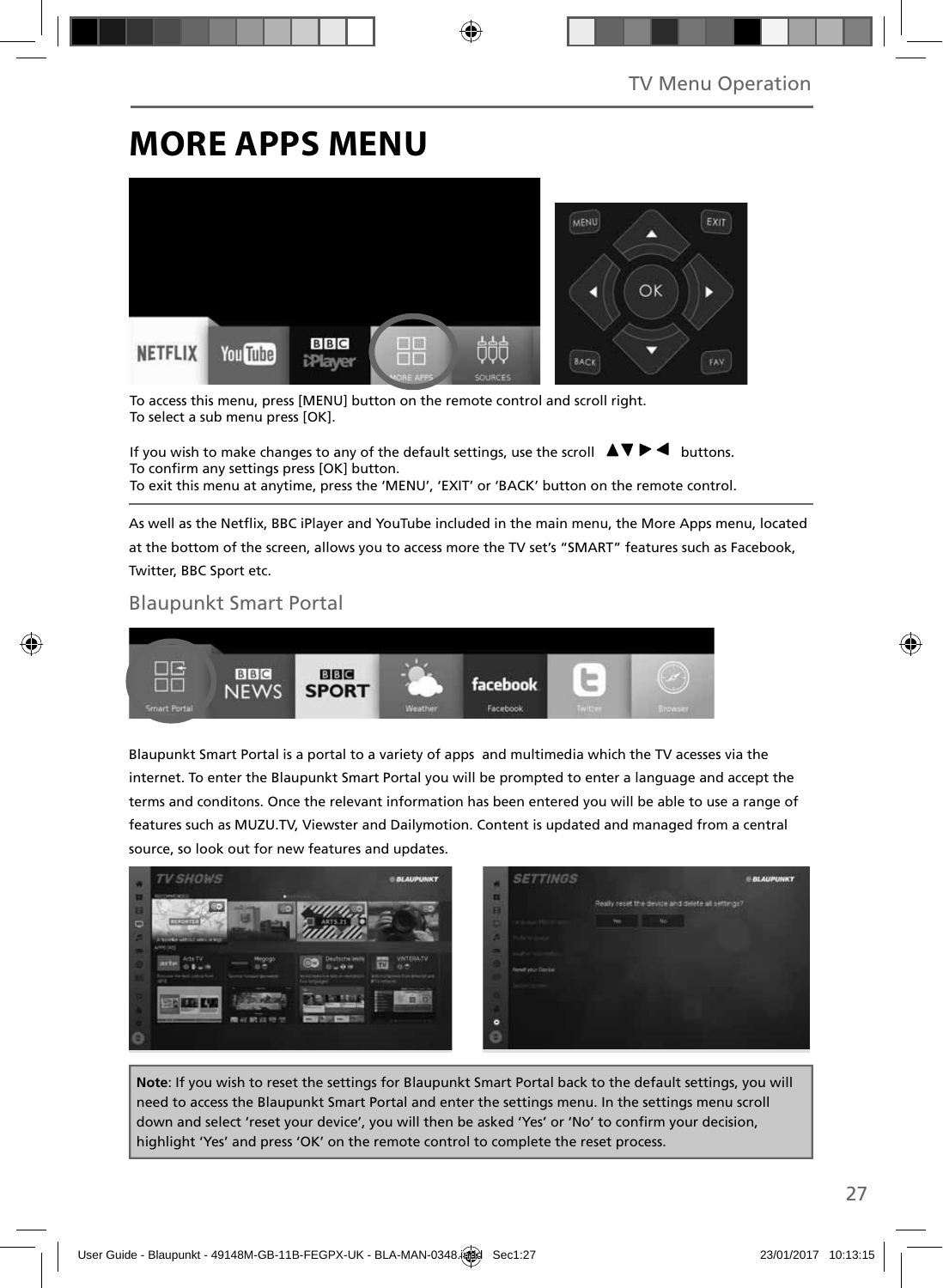# MORE APPS MENU

To access this menu, press [MENU] button on the remote control and scroll right.
To select a sub menu press [OK].

If you wish to make changes to any of the default settings, use the scroll ▲▼▶◀ buttons.
To confirm any settings press [OK] button.
To exit this menu at anytime, press the 'MENU', 'EXIT' or 'BACK' button on the remote control.

As well as the Netflix, BBC iPlayer and YouTube included in the main menu, the More Apps menu, located at the bottom of the screen, allows you to access more the TV set's "SMART" features such as Facebook, Twitter, BBC Sport etc.

## Blaupunkt Smart Portal

Blaupunkt Smart Portal is a portal to a variety of apps and multimedia which the TV acesses via the internet. To enter the Blaupunkt Smart Portal you will be prompted to enter a language and accept the terms and conditons. Once the relevant information has been entered you will be able to use a range of features such as MUZU.TV, Viewster and Dailymotion. Content is updated and managed from a central source, so look out for new features and updates.

**Note**: If you wish to reset the settings for Blaupunkt Smart Portal back to the default settings, you will need to access the Blaupunkt Smart Portal and enter the settings menu. In the settings menu scroll down and select 'reset your device', you will then be asked 'Yes' or 'No' to confirm your decision, highlight 'Yes' and press 'OK' on the remote control to complete the reset process.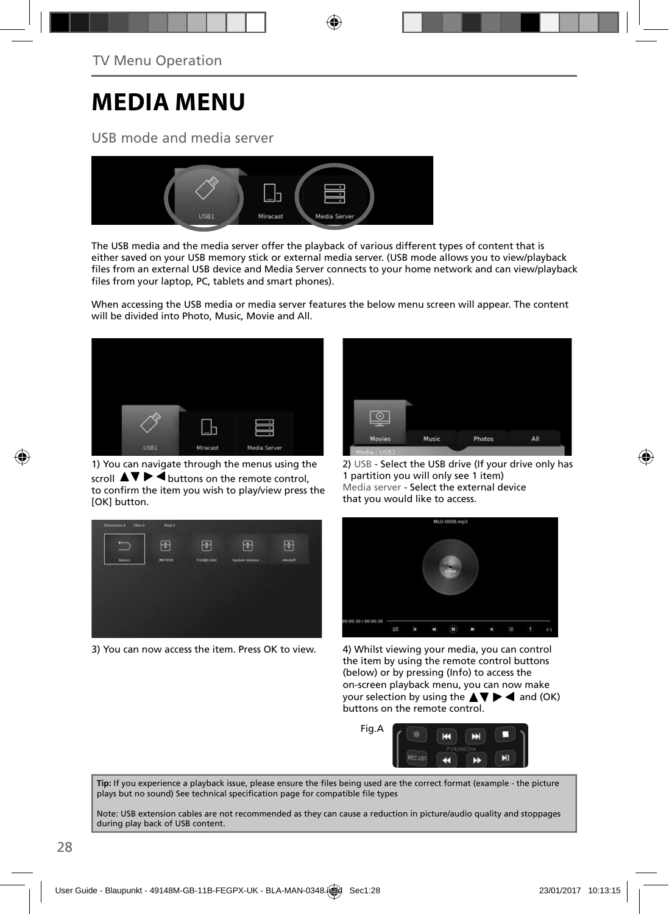TV Menu Operation

# MEDIA MENU

## USB mode and media server

The USB media and the media server offer the playback of various different types of content that is either saved on your USB memory stick or external media server. (USB mode allows you to view/playback files from an external USB device and Media Server connects to your home network and can view/playback files from your laptop, PC, tablets and smart phones).

When accessing the USB media or media server features the below menu screen will appear. The content will be divided into Photo, Music, Movie and All.

1) You can navigate through the menus using the scroll ▲▼▶◀ buttons on the remote control, to confirm the item you wish to play/view press the [OK] button.

2) USB - Select the USB drive (If your drive only has 1 partition you will only see 1 item)
Media server - Select the external device that you would like to access.

3) You can now access the item. Press OK to view.

4) Whilst viewing your media, you can control the item by using the remote control buttons (below) or by pressing (Info) to access the on-screen playback menu, you can now make your selection by using the ▲▼▶◀ and (OK) buttons on the remote control.

Fig.A

**Tip:** If you experience a playback issue, please ensure the files being used are the correct format (example - the picture plays but no sound) See technical specification page for compatible file types

Note: USB extension cables are not recommended as they can cause a reduction in picture/audio quality and stoppages during play back of USB content.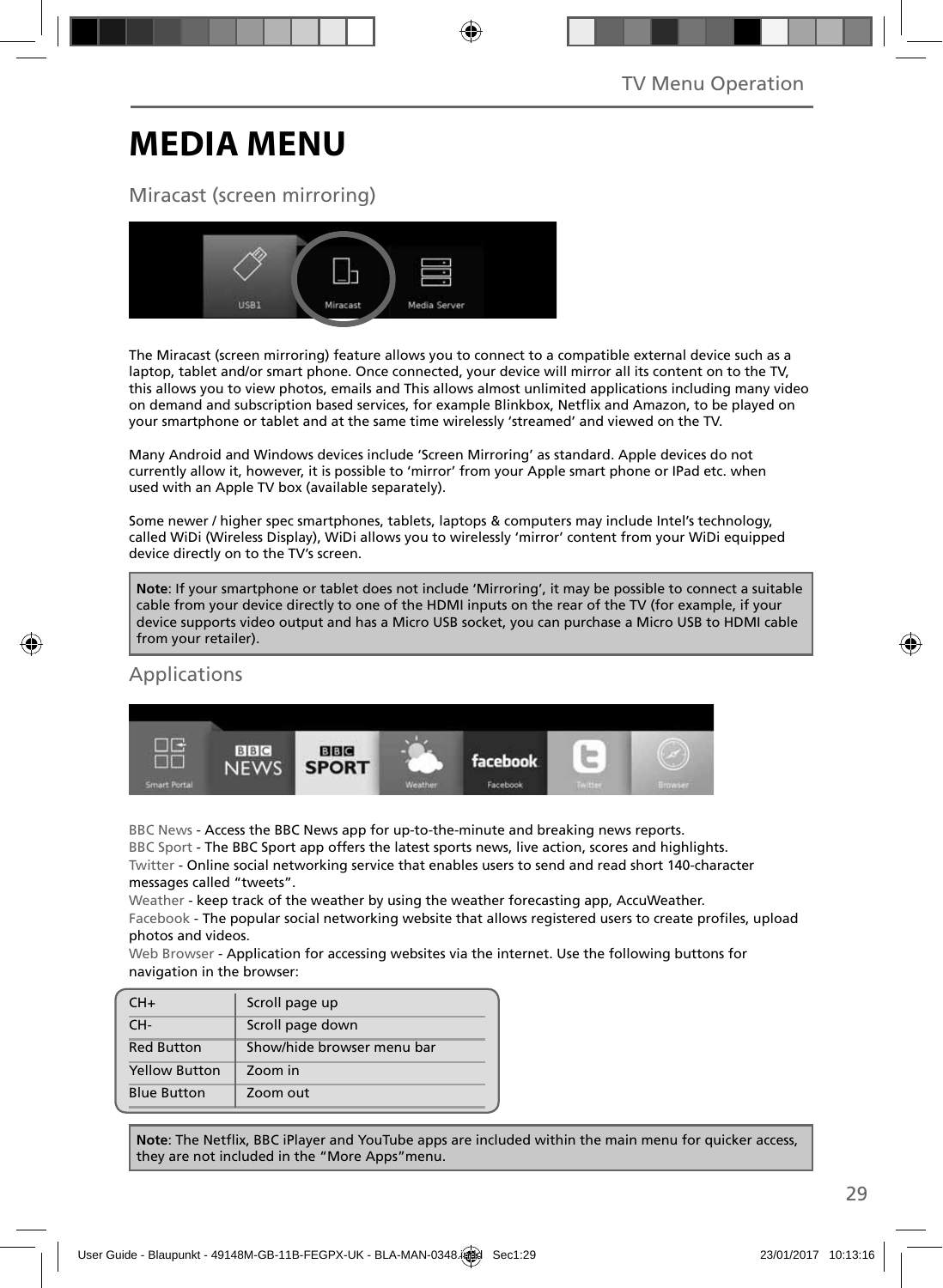# MEDIA MENU

## Miracast (screen mirroring)

The Miracast (screen mirroring) feature allows you to connect to a compatible external device such as a laptop, tablet and/or smart phone. Once connected, your device will mirror all its content on to the TV, this allows you to view photos, emails and This allows almost unlimited applications including many video on demand and subscription based services, for example Blinkbox, Netflix and Amazon, to be played on your smartphone or tablet and at the same time wirelessly 'streamed' and viewed on the TV.

Many Android and Windows devices include 'Screen Mirroring' as standard. Apple devices do not currently allow it, however, it is possible to 'mirror' from your Apple smart phone or IPad etc. when used with an Apple TV box (available separately).

Some newer / higher spec smartphones, tablets, laptops & computers may include Intel's technology, called WiDi (Wireless Display), WiDi allows you to wirelessly 'mirror' content from your WiDi equipped device directly on to the TV's screen.

**Note**: If your smartphone or tablet does not include 'Mirroring', it may be possible to connect a suitable cable from your device directly to one of the HDMI inputs on the rear of the TV (for example, if your device supports video output and has a Micro USB socket, you can purchase a Micro USB to HDMI cable from your retailer).

## Applications

BBC News - Access the BBC News app for up-to-the-minute and breaking news reports.
BBC Sport - The BBC Sport app offers the latest sports news, live action, scores and highlights.
Twitter - Online social networking service that enables users to send and read short 140-character messages called "tweets".
Weather - keep track of the weather by using the weather forecasting app, AccuWeather.
Facebook - The popular social networking website that allows registered users to create profiles, upload photos and videos.
Web Browser - Application for accessing websites via the internet. Use the following buttons for navigation in the browser:

| | |
|---|---|
| CH+ | Scroll page up |
| CH- | Scroll page down |
| Red Button | Show/hide browser menu bar |
| Yellow Button | Zoom in |
| Blue Button | Zoom out |

**Note**: The Netflix, BBC iPlayer and YouTube apps are included within the main menu for quicker access, they are not included in the "More Apps"menu.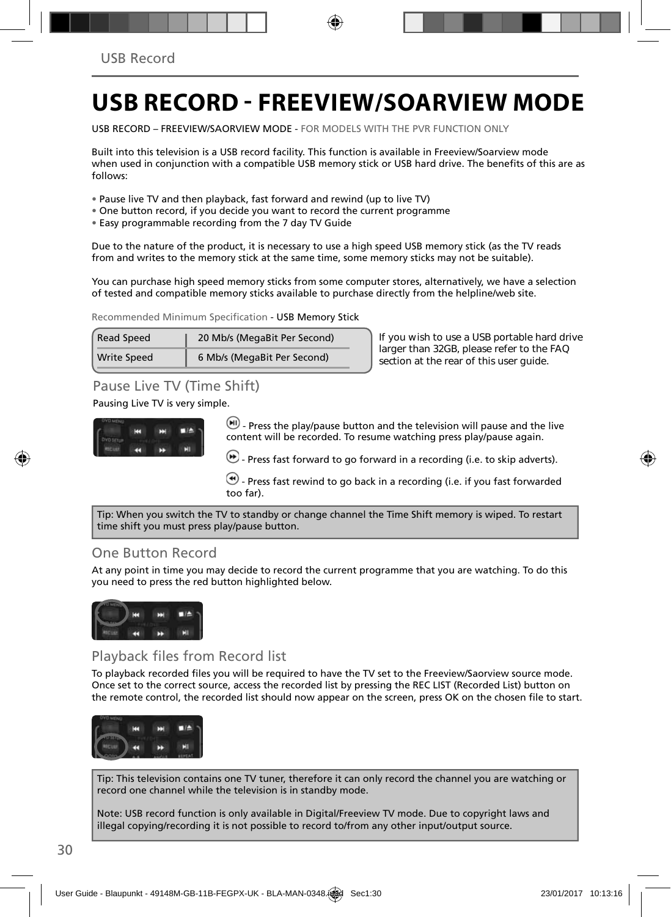# USB RECORD - FREEVIEW/SOARVIEW MODE

USB RECORD – FREEVIEW/SAORVIEW MODE - FOR MODELS WITH THE PVR FUNCTION ONLY

Built into this television is a USB record facility. This function is available in Freeview/Soarview mode when used in conjunction with a compatible USB memory stick or USB hard drive. The benefits of this are as follows:

- Pause live TV and then playback, fast forward and rewind (up to live TV)
- One button record, if you decide you want to record the current programme
- Easy programmable recording from the 7 day TV Guide

Due to the nature of the product, it is necessary to use a high speed USB memory stick (as the TV reads from and writes to the memory stick at the same time, some memory sticks may not be suitable).

You can purchase high speed memory sticks from some computer stores, alternatively, we have a selection of tested and compatible memory sticks available to purchase directly from the helpline/web site.

Recommended Minimum Specification - USB Memory Stick

| Read Speed | 20 Mb/s (MegaBit Per Second) |
| --- | --- |
| Write Speed | 6 Mb/s (MegaBit Per Second) |

If you wish to use a USB portable hard drive larger than 32GB, please refer to the FAQ section at the rear of this user guide.

## Pause Live TV (Time Shift)

Pausing Live TV is very simple.

- Press the play/pause button and the television will pause and the live content will be recorded. To resume watching press play/pause again.

- Press fast forward to go forward in a recording (i.e. to skip adverts).

- Press fast rewind to go back in a recording (i.e. if you fast forwarded too far).

Tip: When you switch the TV to standby or change channel the Time Shift memory is wiped. To restart time shift you must press play/pause button.

## One Button Record

At any point in time you may decide to record the current programme that you are watching. To do this you need to press the red button highlighted below.

## Playback files from Record list

To playback recorded files you will be required to have the TV set to the Freeview/Saorview source mode. Once set to the correct source, access the recorded list by pressing the REC LIST (Recorded List) button on the remote control, the recorded list should now appear on the screen, press OK on the chosen file to start.

Tip: This television contains one TV tuner, therefore it can only record the channel you are watching or record one channel while the television is in standby mode.

Note: USB record function is only available in Digital/Freeview TV mode. Due to copyright laws and illegal copying/recording it is not possible to record to/from any other input/output source.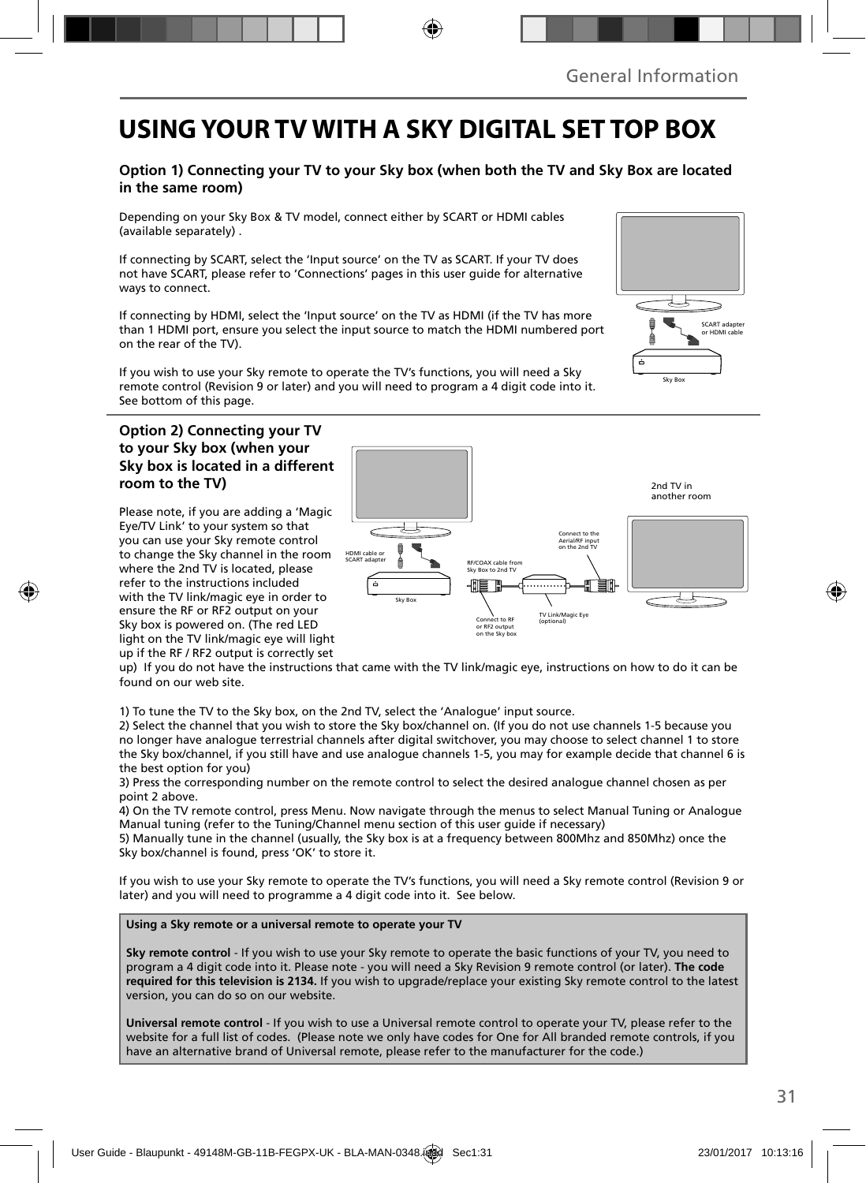# USING YOUR TV WITH A SKY DIGITAL SET TOP BOX

### Option 1) Connecting your TV to your Sky box (when both the TV and Sky Box are located in the same room)

Depending on your Sky Box & TV model, connect either by SCART or HDMI cables (available separately) .

If connecting by SCART, select the 'Input source' on the TV as SCART. If your TV does not have SCART, please refer to 'Connections' pages in this user guide for alternative ways to connect.

If connecting by HDMI, select the 'Input source' on the TV as HDMI (if the TV has more than 1 HDMI port, ensure you select the input source to match the HDMI numbered port on the rear of the TV).

If you wish to use your Sky remote to operate the TV's functions, you will need a Sky remote control (Revision 9 or later) and you will need to program a 4 digit code into it. See bottom of this page.

SCART adapter or HDMI cable

Sky Box

### Option 2) Connecting your TV to your Sky box (when your Sky box is located in a different room to the TV)

Please note, if you are adding a 'Magic Eye/TV Link' to your system so that you can use your Sky remote control to change the Sky channel in the room where the 2nd TV is located, please refer to the instructions included with the TV link/magic eye in order to ensure the RF or RF2 output on your Sky box is powered on. (The red LED light on the TV link/magic eye will light up if the RF / RF2 output is correctly set up) If you do not have the instructions that came with the TV link/magic eye, instructions on how to do it can be found on our web site.

2nd TV in another room

HDMI cable or SCART adapter

Sky Box

RF/COAX cable from Sky Box to 2nd TV

Connect to the Aerial/RF input on the 2nd TV

Connect to RF or RF2 output on the Sky box

TV Link/Magic Eye (optional)

1) To tune the TV to the Sky box, on the 2nd TV, select the 'Analogue' input source.
2) Select the channel that you wish to store the Sky box/channel on. (If you do not use channels 1-5 because you no longer have analogue terrestrial channels after digital switchover, you may choose to select channel 1 to store the Sky box/channel, if you still have and use analogue channels 1-5, you may for example decide that channel 6 is the best option for you)
3) Press the corresponding number on the remote control to select the desired analogue channel chosen as per point 2 above.
4) On the TV remote control, press Menu. Now navigate through the menus to select Manual Tuning or Analogue Manual tuning (refer to the Tuning/Channel menu section of this user guide if necessary)
5) Manually tune in the channel (usually, the Sky box is at a frequency between 800Mhz and 850Mhz) once the Sky box/channel is found, press 'OK' to store it.

If you wish to use your Sky remote to operate the TV's functions, you will need a Sky remote control (Revision 9 or later) and you will need to programme a 4 digit code into it. See below.

**Using a Sky remote or a universal remote to operate your TV**

**Sky remote control** - If you wish to use your Sky remote to operate the basic functions of your TV, you need to program a 4 digit code into it. Please note - you will need a Sky Revision 9 remote control (or later). **The code required for this television is 2134.** If you wish to upgrade/replace your existing Sky remote control to the latest version, you can do so on our website.

**Universal remote control** - If you wish to use a Universal remote control to operate your TV, please refer to the website for a full list of codes. (Please note we only have codes for One for All branded remote controls, if you have an alternative brand of Universal remote, please refer to the manufacturer for the code.)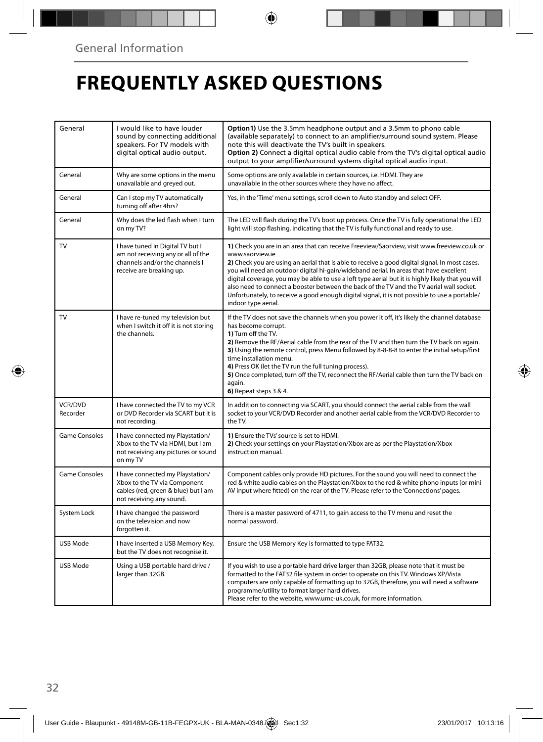General Information

# FREQUENTLY ASKED QUESTIONS

| | | |
|---|---|---|
| General | I would like to have louder sound by connecting additional speakers. For TV models with digital optical audio output. | **Option1)** Use the 3.5mm headphone output and a 3.5mm to phono cable (available separately) to connect to an amplifier/surround sound system. Please note this will deactivate the TV's built in speakers.<br>**Option 2)** Connect a digital optical audio cable from the TV's digital optical audio output to your amplifier/surround systems digital optical audio input. |
| General | Why are some options in the menu unavailable and greyed out. | Some options are only available in certain sources, i.e. HDMI. They are unavailable in the other sources where they have no affect. |
| General | Can I stop my TV automatically turning off after 4hrs? | Yes, in the 'Time' menu settings, scroll down to Auto standby and select OFF. |
| General | Why does the led flash when I turn on my TV? | The LED will flash during the TV's boot up process. Once the TV is fully operational the LED light will stop flashing, indicating that the TV is fully functional and ready to use. |
| TV | I have tuned in Digital TV but I am not receiving any or all of the channels and/or the channels I receive are breaking up. | **1)** Check you are in an area that can receive Freeview/Saorview, visit www.freeview.co.uk or www.saorview.ie<br>**2)** Check you are using an aerial that is able to receive a good digital signal. In most cases, you will need an outdoor digital hi-gain/wideband aerial. In areas that have excellent digital coverage, you may be able to use a loft type aerial but it is highly likely that you will also need to connect a booster between the back of the TV and the TV aerial wall socket. Unfortunately, to receive a good enough digital signal, it is not possible to use a portable/indoor type aerial. |
| TV | I have re-tuned my television but when I switch it off it is not storing the channels. | If the TV does not save the channels when you power it off, it's likely the channel database has become corrupt.<br>**1)** Turn off the TV.<br>**2)** Remove the RF/Aerial cable from the rear of the TV and then turn the TV back on again.<br>**3)** Using the remote control, press Menu followed by 8-8-8-8 to enter the initial setup/first time installation menu.<br>**4)** Press OK (let the TV run the full tuning process).<br>**5)** Once completed, turn off the TV, reconnect the RF/Aerial cable then turn the TV back on again.<br>**6)** Repeat steps 3 & 4. |
| VCR/DVD Recorder | I have connected the TV to my VCR or DVD Recorder via SCART but it is not recording. | In addition to connecting via SCART, you should connect the aerial cable from the wall socket to your VCR/DVD Recorder and another aerial cable from the VCR/DVD Recorder to the TV. |
| Game Consoles | I have connected my Playstation/Xbox to the TV via HDMI, but I am not receiving any pictures or sound on my TV | **1)** Ensure the TVs' source is set to HDMI.<br>**2)** Check your settings on your Playstation/Xbox are as per the Playstation/Xbox instruction manual. |
| Game Consoles | I have connected my Playstation/Xbox to the TV via Component cables (red, green & blue) but I am not receiving any sound. | Component cables only provide HD pictures. For the sound you will need to connect the red & white audio cables on the Playstation/Xbox to the red & white phono inputs (or mini AV input where fitted) on the rear of the TV. Please refer to the 'Connections' pages. |
| System Lock | I have changed the password on the television and now forgotten it. | There is a master password of 4711, to gain access to the TV menu and reset the normal password. |
| USB Mode | I have inserted a USB Memory Key, but the TV does not recognise it. | Ensure the USB Memory Key is formatted to type FAT32. |
| USB Mode | Using a USB portable hard drive / larger than 32GB. | If you wish to use a portable hard drive larger than 32GB, please note that it must be formatted to the FAT32 file system in order to operate on this TV. Windows XP/Vista computers are only capable of formatting up to 32GB, therefore, you will need a software programme/utility to format larger hard drives.<br>Please refer to the website, www.umc-uk.co.uk, for more information. |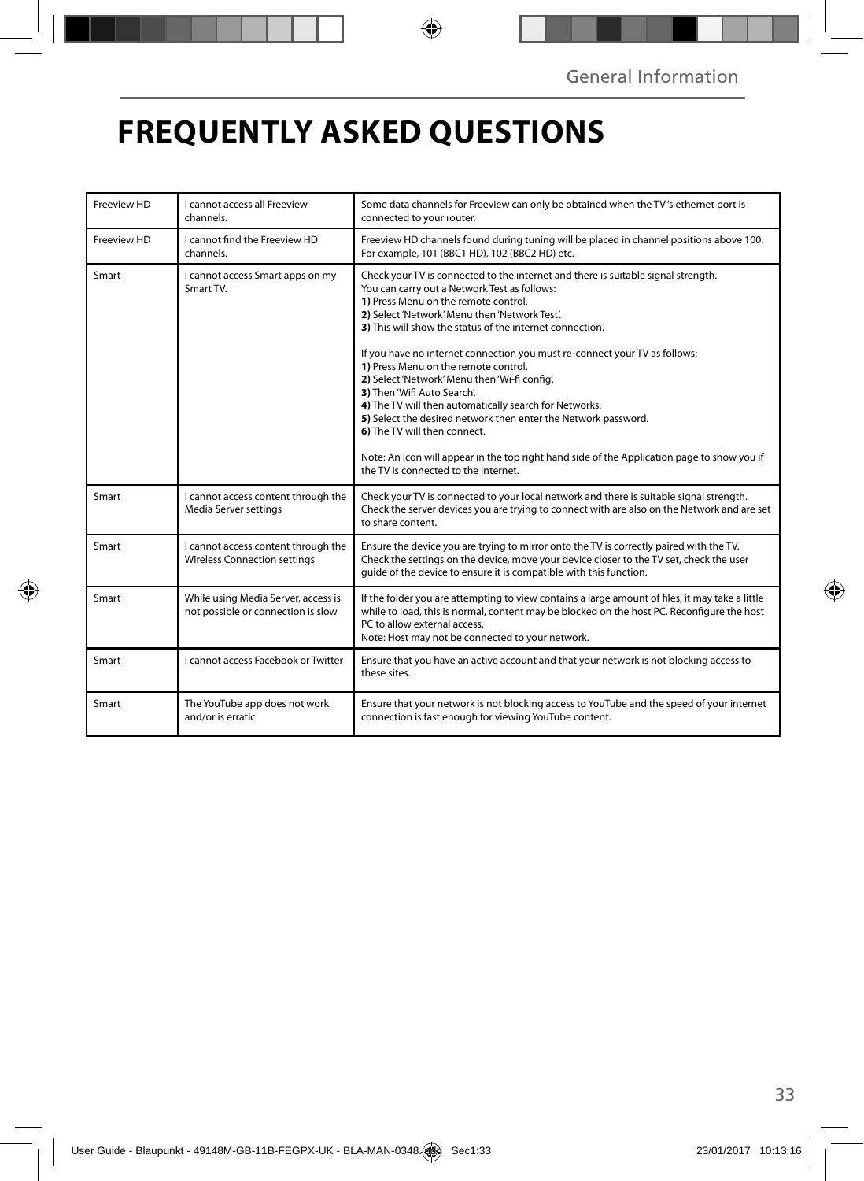# FREQUENTLY ASKED QUESTIONS

| | | |
|---|---|---|
| Freeview HD | I cannot access all Freeview channels. | Some data channels for Freeview can only be obtained when the TV 's ethernet port is connected to your router. |
| Freeview HD | I cannot find the Freeview HD channels. | Freeview HD channels found during tuning will be placed in channel positions above 100. For example, 101 (BBC1 HD), 102 (BBC2 HD) etc. |
| Smart | I cannot access Smart apps on my Smart TV. | Check your TV is connected to the internet and there is suitable signal strength.<br>You can carry out a Network Test as follows:<br>**1)** Press Menu on the remote control.<br>**2)** Select 'Network' Menu then 'Network Test'.<br>**3)** This will show the status of the internet connection.<br><br>If you have no internet connection you must re-connect your TV as follows:<br>**1)** Press Menu on the remote control.<br>**2)** Select 'Network' Menu then 'Wi-fi config'.<br>**3)** Then 'Wifi Auto Search'.<br>**4)** The TV will then automatically search for Networks.<br>**5)** Select the desired network then enter the Network password.<br>**6)** The TV will then connect.<br><br>Note: An icon will appear in the top right hand side of the Application page to show you if the TV is connected to the internet. |
| Smart | I cannot access content through the Media Server settings | Check your TV is connected to your local network and there is suitable signal strength. Check the server devices you are trying to connect with are also on the Network and are set to share content. |
| Smart | I cannot access content through the Wireless Connection settings | Ensure the device you are trying to mirror onto the TV is correctly paired with the TV. Check the settings on the device, move your device closer to the TV set, check the user guide of the device to ensure it is compatible with this function. |
| Smart | While using Media Server, access is not possible or connection is slow | If the folder you are attempting to view contains a large amount of files, it may take a little while to load, this is normal, content may be blocked on the host PC. Reconfigure the host PC to allow external access.<br>Note: Host may not be connected to your network. |
| Smart | I cannot access Facebook or Twitter | Ensure that you have an active account and that your network is not blocking access to these sites. |
| Smart | The YouTube app does not work and/or is erratic | Ensure that your network is not blocking access to YouTube and the speed of your internet connection is fast enough for viewing YouTube content. |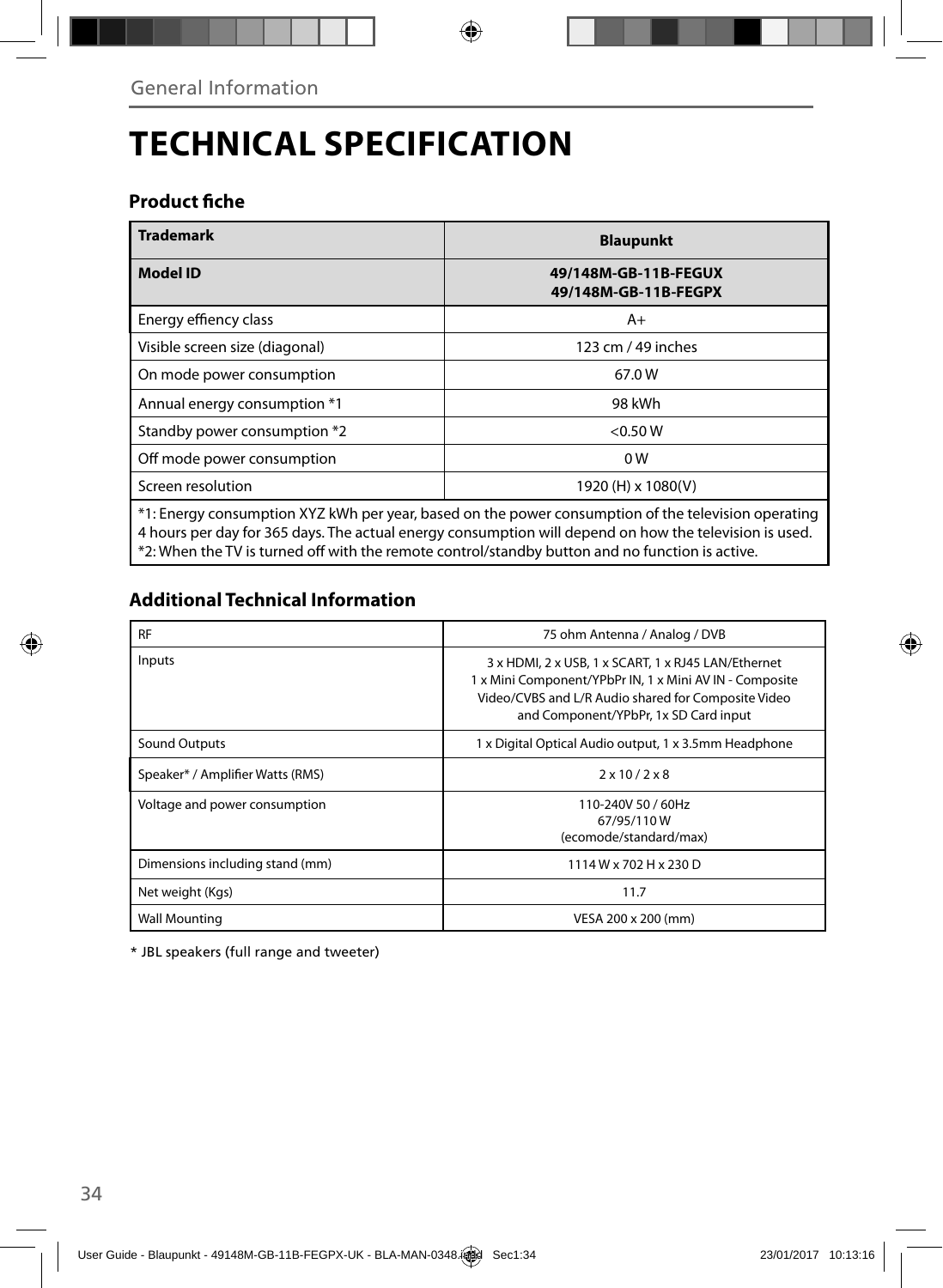# TECHNICAL SPECIFICATION

## Product fiche

| Trademark | Blaupunkt |
|---|---|
| **Model ID** | **49/148M-GB-11B-FEGUX**<br>**49/148M-GB-11B-FEGPX** |
| Energy effiency class | A+ |
| Visible screen size (diagonal) | 123 cm / 49 inches |
| On mode power consumption | 67.0 W |
| Annual energy consumption *1 | 98 kWh |
| Standby power consumption *2 | <0.50 W |
| Off mode power consumption | 0 W |
| Screen resolution | 1920 (H) x 1080(V) |

*1: Energy consumption XYZ kWh per year, based on the power consumption of the television operating 4 hours per day for 365 days. The actual energy consumption will depend on how the television is used.
*2: When the TV is turned off with the remote control/standby button and no function is active.

## Additional Technical Information

| RF | 75 ohm Antenna / Analog / DVB |
|---|---|
| Inputs | 3 x HDMI, 2 x USB, 1 x SCART, 1 x RJ45 LAN/Ethernet<br>1 x Mini Component/YPbPr IN, 1 x Mini AV IN - Composite Video/CVBS and L/R Audio shared for Composite Video and Component/YPbPr, 1x SD Card input |
| Sound Outputs | 1 x Digital Optical Audio output, 1 x 3.5mm Headphone |
| Speaker* / Amplifier Watts (RMS) | 2 x 10 / 2 x 8 |
| Voltage and power consumption | 110-240V 50 / 60Hz<br>67/95/110 W<br>(ecomode/standard/max) |
| Dimensions including stand (mm) | 1114 W x 702 H x 230 D |
| Net weight (Kgs) | 11.7 |
| Wall Mounting | VESA 200 x 200 (mm) |

* JBL speakers (full range and tweeter)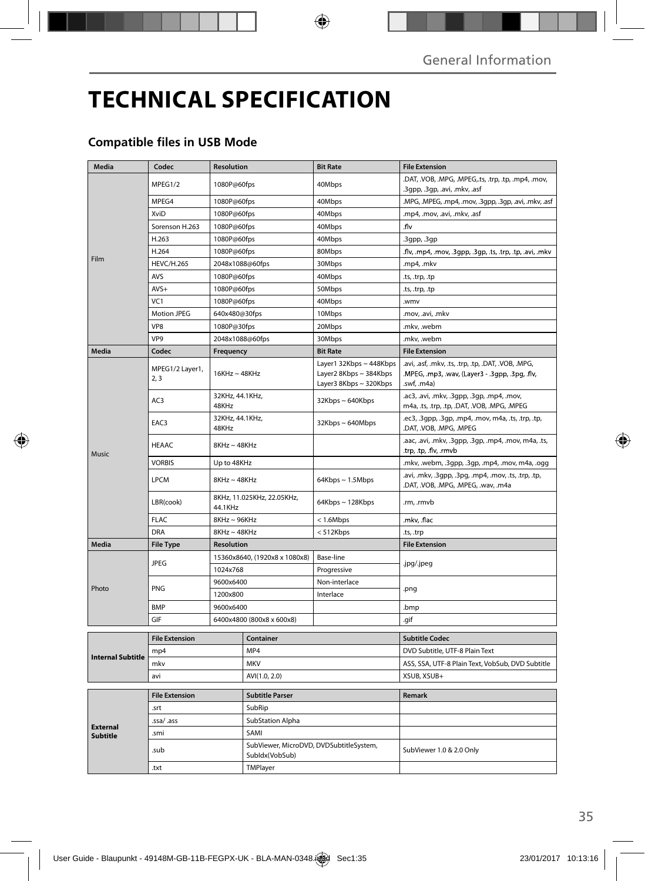# TECHNICAL SPECIFICATION

## Compatible files in USB Mode

| Media | Codec | Resolution | Bit Rate | File Extension |
|---|---|---|---|---|
| Film | MPEG1/2 | 1080P@60fps | 40Mbps | .DAT, .VOB, .MPG, .MPEG,.ts, .trp, .tp, .mp4, .mov, .3gpp, .3gp, .avi, .mkv, .asf |
| | MPEG4 | 1080P@60fps | 40Mbps | .MPG, .MPEG, .mp4, .mov, .3gpp, .3gp, .avi, .mkv, .asf |
| | XviD | 1080P@60fps | 40Mbps | .mp4, .mov, .avi, .mkv, .asf |
| | Sorenson H.263 | 1080P@60fps | 40Mbps | .flv |
| | H.263 | 1080P@60fps | 40Mbps | .3gpp, .3gp |
| | H.264 | 1080P@60fps | 80Mbps | .flv, .mp4, .mov, .3gpp, .3gp, .ts, .trp, .tp, .avi, .mkv |
| | HEVC/H.265 | 2048x1088@60fps | 30Mbps | .mp4, .mkv |
| | AVS | 1080P@60fps | 40Mbps | .ts, .trp, .tp |
| | AVS+ | 1080P@60fps | 50Mbps | .ts, .trp, .tp |
| | VC1 | 1080P@60fps | 40Mbps | .wmv |
| | Motion JPEG | 640x480@30fps | 10Mbps | .mov, .avi, .mkv |
| | VP8 | 1080P@30fps | 20Mbps | .mkv, .webm |
| | VP9 | 2048x1088@60fps | 30Mbps | .mkv, .webm |
| **Media** | **Codec** | **Frequency** | **Bit Rate** | **File Extension** |
| Music | MPEG1/2 Layer1, 2, 3 | 16KHz ~ 48KHz | Layer1 32Kbps ~ 448Kbps Layer2 8Kbps ~ 384Kbps Layer3 8Kbps ~ 320Kbps | .avi, .asf, .mkv, .ts, .trp, .tp, .DAT, .VOB, .MPG, .MPEG, .mp3, .wav, (Layer3 - .3gpp, .3pg, .flv, .swf, .m4a) |
| | AC3 | 32KHz, 44.1KHz, 48KHz | 32Kbps ~ 640Kbps | .ac3, .avi, .mkv, .3gpp, .3gp, .mp4, .mov, m4a, .ts, .trp, .tp, .DAT, .VOB, .MPG, .MPEG |
| | EAC3 | 32KHz, 44.1KHz, 48KHz | 32Kbps ~ 640Mbps | .ec3, .3gpp, .3gp, .mp4, .mov, m4a, .ts, .trp, .tp, .DAT, .VOB, .MPG, .MPEG |
| | HEAAC | 8KHz ~ 48KHz | | .aac, .avi, .mkv, .3gpp, .3gp, .mp4, .mov, m4a, .ts, .trp, .tp, .flv, .rmvb |
| | VORBIS | Up to 48KHz | | .mkv, .webm, .3gpp, .3gp, .mp4, .mov, m4a, .ogg |
| | LPCM | 8KHz ~ 48KHz | 64Kbps ~ 1.5Mbps | .avi, .mkv, .3gpp, .3pg, .mp4, .mov, .ts, .trp, .tp, .DAT, .VOB, .MPG, .MPEG, .wav, .m4a |
| | LBR(cook) | 8KHz, 11.025KHz, 22.05KHz, 44.1KHz | 64Kbps ~ 128Kbps | .rm, .rmvb |
| | FLAC | 8KHz ~ 96KHz | < 1.6Mbps | .mkv, .flac |
| | DRA | 8KHz ~ 48KHz | < 512Kbps | .ts, .trp |
| **Media** | **File Type** | **Resolution** | | **File Extension** |
| Photo | JPEG | 15360x8640, (1920x8 x 1080x8) | Base-line | .jpg/.jpeg |
| | | 1024x768 | Progressive | |
| | PNG | 9600x6400 | Non-interlace | .png |
| | | 1200x800 | Interlace | |
| | BMP | 9600x6400 | | .bmp |
| | GIF | 6400x4800 (800x8 x 600x8) | | .gif |

| | File Extension | Container | Subtitle Codec |
|---|---|---|---|
| **Internal Subtitle** | mp4 | MP4 | DVD Subtitle, UTF-8 Plain Text |
| | mkv | MKV | ASS, SSA, UTF-8 Plain Text, VobSub, DVD Subtitle |
| | avi | AVI(1.0, 2.0) | XSUB, XSUB+ |

| | File Extension | Subtitle Parser | Remark |
|---|---|---|---|
| **External Subtitle** | .srt | SubRip | |
| | .ssa/ .ass | SubStation Alpha | |
| | .smi | SAMI | |
| | .sub | SubViewer, MicroDVD, DVDSubtitleSystem, SubIdx(VobSub) | SubViewer 1.0 & 2.0 Only |
| | .txt | TMPlayer | |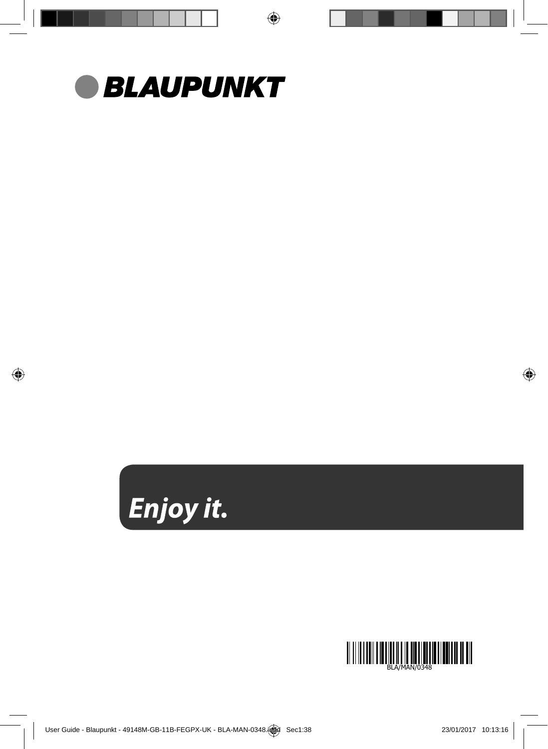BLAUPUNKT

Enjoy it.

BLA/MAN/0348